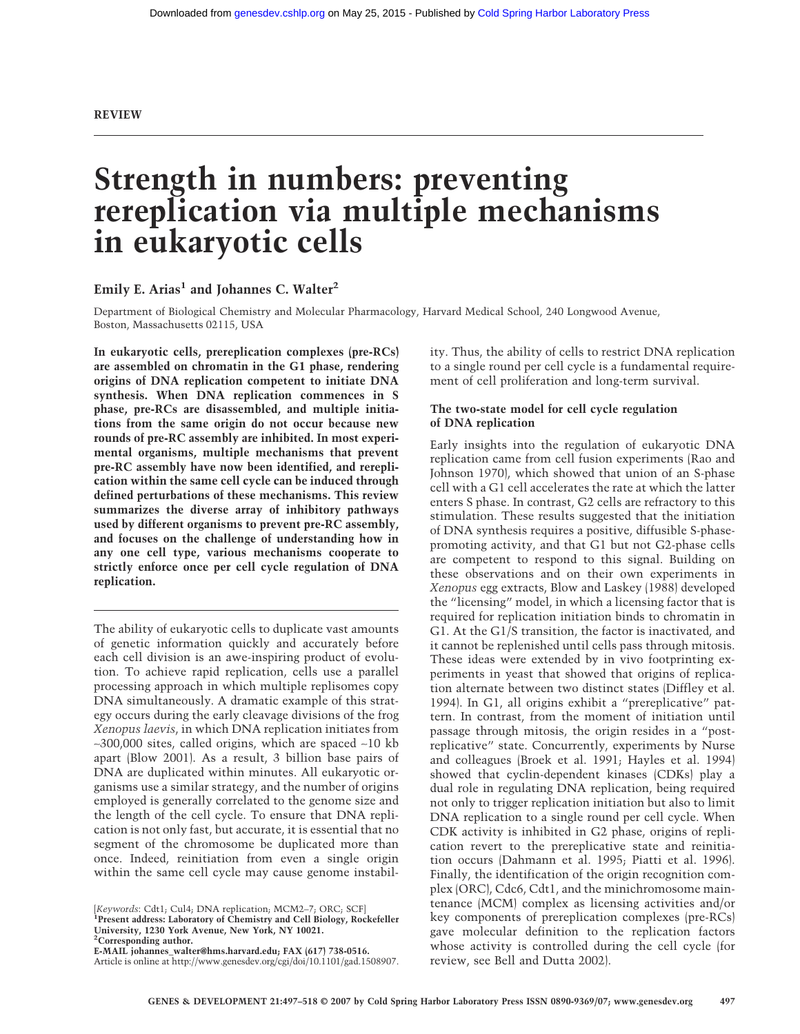REVIEW

# Strength in numbers: preventing rereplication via multiple mechanisms in eukaryotic cells

**Emily E. Arias[1] and Johannes C. Walter[2]**

Department of Biological Chemistry and Molecular Pharmacology, Harvard Medical School, 240 Longwood Avenue, Boston, Massachusetts 02115, USA

**In eukaryotic cells, prereplication complexes (pre-RCs) are assembled on chromatin in the G1 phase, rendering origins of DNA replication competent to initiate DNA synthesis. When DNA replication commences in S phase, pre-RCs are disassembled, and multiple initiations from the same origin do not occur because new rounds of pre-RC assembly are inhibited. In most experimental organisms, multiple mechanisms that prevent pre-RC assembly have now been identified, and rereplication within the same cell cycle can be induced through defined perturbations of these mechanisms. This review summarizes the diverse array of inhibitory pathways used by different organisms to prevent pre-RC assembly, and focuses on the challenge of understanding how in any one cell type, various mechanisms cooperate to strictly enforce once per cell cycle regulation of DNA replication.**

The ability of eukaryotic cells to duplicate vast amounts of genetic information quickly and accurately before each cell division is an awe-inspiring product of evolution. To achieve rapid replication, cells use a parallel processing approach in which multiple replisomes copy DNA simultaneously. A dramatic example of this strategy occurs during the early cleavage divisions of the frog *Xenopus laevis*, in which DNA replication initiates from ~300,000 sites, called origins, which are spaced ~10 kb apart (Blow 2001). As a result, 3 billion base pairs of DNA are duplicated within minutes. All eukaryotic organisms use a similar strategy, and the number of origins employed is generally correlated to the genome size and the length of the cell cycle. To ensure that DNA replication is not only fast, but accurate, it is essential that no segment of the chromosome be duplicated more than once. Indeed, reinitiation from even a single origin within the same cell cycle may cause genome instability. Thus, the ability of cells to restrict DNA replication to a single round per cell cycle is a fundamental requirement of cell proliferation and long-term survival.

[*Keywords*: Cdt1; Cul4; DNA replication; MCM2–7; ORC; SCF]
[1]Present address: Laboratory of Chemistry and Cell Biology, Rockefeller University, 1230 York Avenue, New York, NY 10021.
[2]Corresponding author.
E-MAIL johannes_walter@hms.harvard.edu; FAX (617) 738-0516.
Article is online at http://www.genesdev.org/cgi/doi/10.1101/gad.1508907.

## The two-state model for cell cycle regulation of DNA replication

Early insights into the regulation of eukaryotic DNA replication came from cell fusion experiments (Rao and Johnson 1970), which showed that union of an S-phase cell with a G1 cell accelerates the rate at which the latter enters S phase. In contrast, G2 cells are refractory to this stimulation. These results suggested that the initiation of DNA synthesis requires a positive, diffusible S-phase-promoting activity, and that G1 but not G2-phase cells are competent to respond to this signal. Building on these observations and on their own experiments in *Xenopus* egg extracts, Blow and Laskey (1988) developed the "licensing" model, in which a licensing factor that is required for replication initiation binds to chromatin in G1. At the G1/S transition, the factor is inactivated, and it cannot be replenished until cells pass through mitosis. These ideas were extended by in vivo footprinting experiments in yeast that showed that origins of replication alternate between two distinct states (Diffley et al. 1994). In G1, all origins exhibit a "prereplicative" pattern. In contrast, from the moment of initiation until passage through mitosis, the origin resides in a "postreplicative" state. Concurrently, experiments by Nurse and colleagues (Broek et al. 1991; Hayles et al. 1994) showed that cyclin-dependent kinases (CDKs) play a dual role in regulating DNA replication, being required not only to trigger replication initiation but also to limit DNA replication to a single round per cell cycle. When CDK activity is inhibited in G2 phase, origins of replication revert to the prereplicative state and reinitiation occurs (Dahmann et al. 1995; Piatti et al. 1996). Finally, the identification of the origin recognition complex (ORC), Cdc6, Cdt1, and the minichromosome maintenance (MCM) complex as licensing activities and/or key components of prereplication complexes (pre-RCs) gave molecular definition to the replication factors whose activity is controlled during the cell cycle (for review, see Bell and Dutta 2002).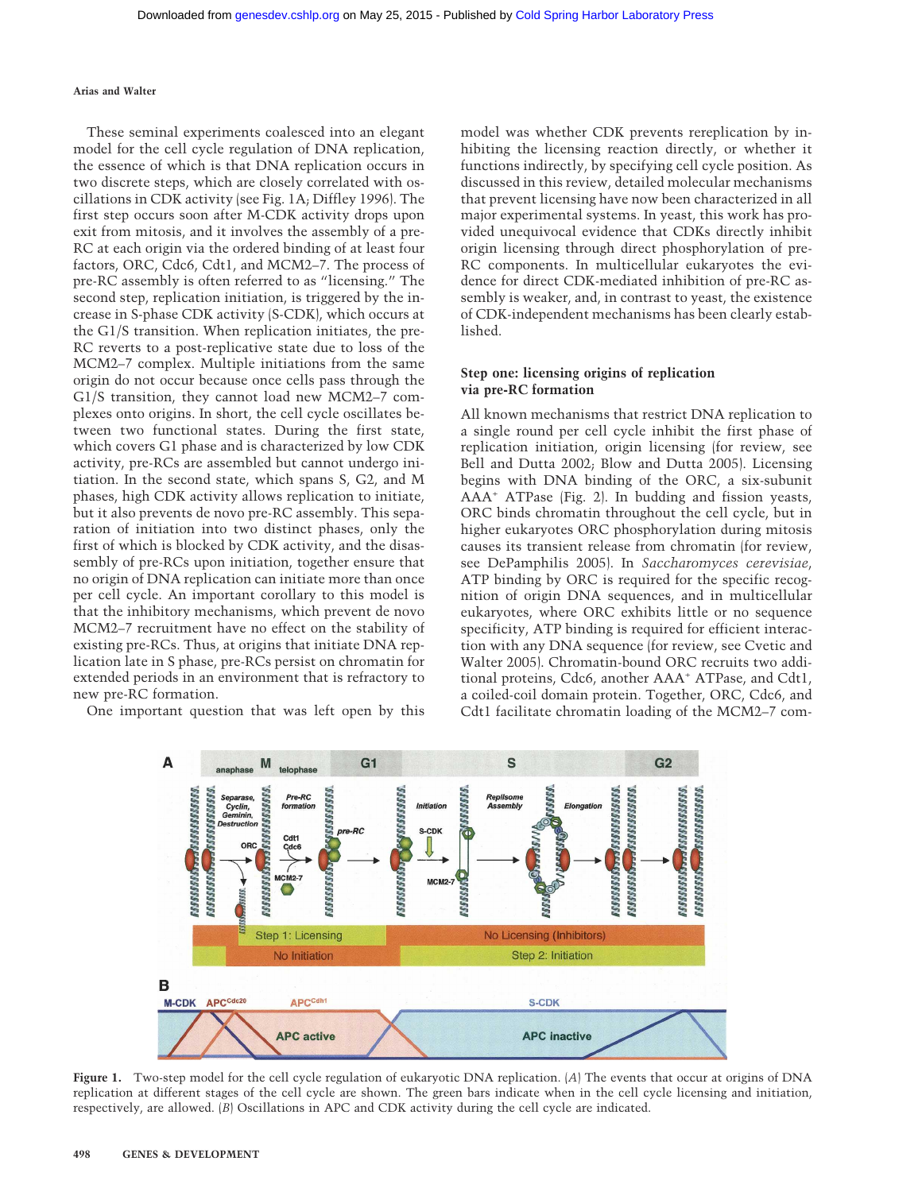These seminal experiments coalesced into an elegant model for the cell cycle regulation of DNA replication, the essence of which is that DNA replication occurs in two discrete steps, which are closely correlated with oscillations in CDK activity (see Fig. 1A; Diffley 1996). The first step occurs soon after M-CDK activity drops upon exit from mitosis, and it involves the assembly of a pre-RC at each origin via the ordered binding of at least four factors, ORC, Cdc6, Cdt1, and MCM2–7. The process of pre-RC assembly is often referred to as "licensing." The second step, replication initiation, is triggered by the increase in S-phase CDK activity (S-CDK), which occurs at the G1/S transition. When replication initiates, the pre-RC reverts to a post-replicative state due to loss of the MCM2–7 complex. Multiple initiations from the same origin do not occur because once cells pass through the G1/S transition, they cannot load new MCM2–7 complexes onto origins. In short, the cell cycle oscillates between two functional states. During the first state, which covers G1 phase and is characterized by low CDK activity, pre-RCs are assembled but cannot undergo initiation. In the second state, which spans S, G2, and M phases, high CDK activity allows replication to initiate, but it also prevents de novo pre-RC assembly. This separation of initiation into two distinct phases, only the first of which is blocked by CDK activity, and the disassembly of pre-RCs upon initiation, together ensure that no origin of DNA replication can initiate more than once per cell cycle. An important corollary to this model is that the inhibitory mechanisms, which prevent de novo MCM2–7 recruitment have no effect on the stability of existing pre-RCs. Thus, at origins that initiate DNA replication late in S phase, pre-RCs persist on chromatin for extended periods in an environment that is refractory to new pre-RC formation.

One important question that was left open by this model was whether CDK prevents rereplication by inhibiting the licensing reaction directly, or whether it functions indirectly, by specifying cell cycle position. As discussed in this review, detailed molecular mechanisms that prevent licensing have now been characterized in all major experimental systems. In yeast, this work has provided unequivocal evidence that CDKs directly inhibit origin licensing through direct phosphorylation of pre-RC components. In multicellular eukaryotes the evidence for direct CDK-mediated inhibition of pre-RC assembly is weaker, and, in contrast to yeast, the existence of CDK-independent mechanisms has been clearly established.

## Step one: licensing origins of replication via pre-RC formation

All known mechanisms that restrict DNA replication to a single round per cell cycle inhibit the first phase of replication initiation, origin licensing (for review, see Bell and Dutta 2002; Blow and Dutta 2005). Licensing begins with DNA binding of the ORC, a six-subunit AAA+ ATPase (Fig. 2). In budding and fission yeasts, ORC binds chromatin throughout the cell cycle, but in higher eukaryotes ORC phosphorylation during mitosis causes its transient release from chromatin (for review, see DePamphilis 2005). In *Saccharomyces cerevisiae*, ATP binding by ORC is required for the specific recognition of origin DNA sequences, and in multicellular eukaryotes, where ORC exhibits little or no sequence specificity, ATP binding is required for efficient interaction with any DNA sequence (for review, see Cvetic and Walter 2005). Chromatin-bound ORC recruits two additional proteins, Cdc6, another AAA+ ATPase, and Cdt1, a coiled-coil domain protein. Together, ORC, Cdc6, and Cdt1 facilitate chromatin loading of the MCM2–7 com-

A
anaphase M telophase G1 S G2
Separase, Cyclin, Geminin, Destruction
ORC
Pre-RC formation
Cdt1 Cdc6
MCM2-7
pre-RC
Initiation
S-CDK
MCM2-7
Replisome Assembly
Elongation
Step 1: Licensing
No Licensing (Inhibitors)
No Initiation
Step 2: Initiation

B
M-CDK APC^Cdc20 APC^Cdh1 S-CDK
APC active
APC inactive

Figure 1. Two-step model for the cell cycle regulation of eukaryotic DNA replication. (A) The events that occur at origins of DNA replication at different stages of the cell cycle are shown. The green bars indicate when in the cell cycle licensing and initiation, respectively, are allowed. (B) Oscillations in APC and CDK activity during the cell cycle are indicated.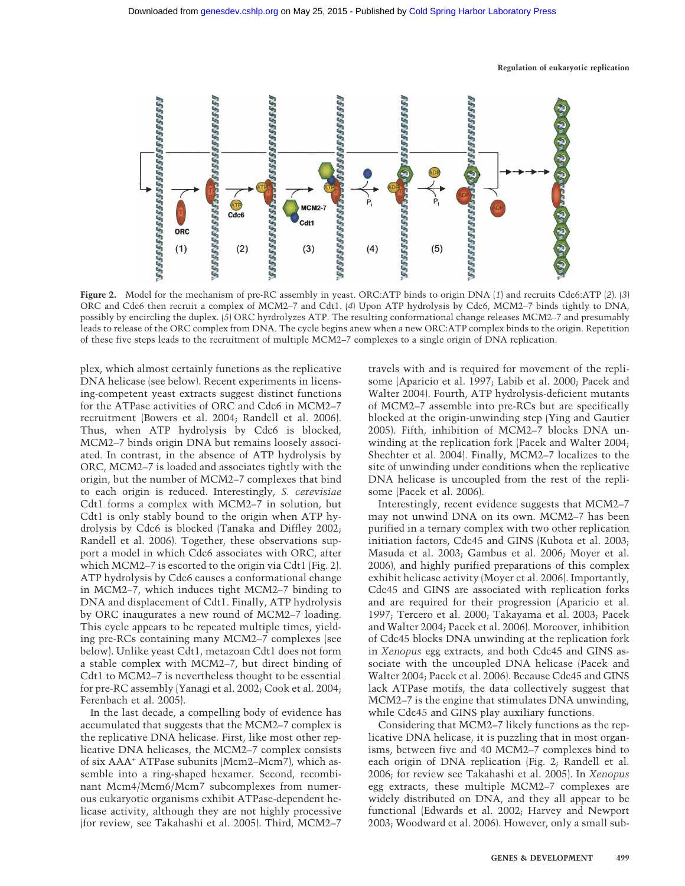Figure 2. Model for the mechanism of pre-RC assembly in yeast. ORC:ATP binds to origin DNA (*1*) and recruits Cdc6:ATP (*2*). (*3*) ORC and Cdc6 then recruit a complex of MCM2–7 and Cdt1. (*4*) Upon ATP hydrolysis by Cdc6, MCM2–7 binds tightly to DNA, possibly by encircling the duplex. (*5*) ORC hydrolyzes ATP. The resulting conformational change releases MCM2–7 and presumably leads to release of the ORC complex from DNA. The cycle begins anew when a new ORC:ATP complex binds to the origin. Repetition of these five steps leads to the recruitment of multiple MCM2–7 complexes to a single origin of DNA replication.

plex, which almost certainly functions as the replicative DNA helicase (see below). Recent experiments in licensing-competent yeast extracts suggest distinct functions for the ATPase activities of ORC and Cdc6 in MCM2–7 recruitment (Bowers et al. 2004; Randell et al. 2006). Thus, when ATP hydrolysis by Cdc6 is blocked, MCM2–7 binds origin DNA but remains loosely associated. In contrast, in the absence of ATP hydrolysis by ORC, MCM2–7 is loaded and associates tightly with the origin, but the number of MCM2–7 complexes that bind to each origin is reduced. Interestingly, *S. cerevisiae* Cdt1 forms a complex with MCM2–7 in solution, but Cdt1 is only stably bound to the origin when ATP hydrolysis by Cdc6 is blocked (Tanaka and Diffley 2002; Randell et al. 2006). Together, these observations support a model in which Cdc6 associates with ORC, after which MCM2–7 is escorted to the origin via Cdt1 (Fig. 2). ATP hydrolysis by Cdc6 causes a conformational change in MCM2–7, which induces tight MCM2–7 binding to DNA and displacement of Cdt1. Finally, ATP hydrolysis by ORC inaugurates a new round of MCM2–7 loading. This cycle appears to be repeated multiple times, yielding pre-RCs containing many MCM2–7 complexes (see below). Unlike yeast Cdt1, metazoan Cdt1 does not form a stable complex with MCM2–7, but direct binding of Cdt1 to MCM2–7 is nevertheless thought to be essential for pre-RC assembly (Yanagi et al. 2002; Cook et al. 2004; Ferenbach et al. 2005).

In the last decade, a compelling body of evidence has accumulated that suggests that the MCM2–7 complex is the replicative DNA helicase. First, like most other replicative DNA helicases, the MCM2–7 complex consists of six AAA+ ATPase subunits (Mcm2–Mcm7), which assemble into a ring-shaped hexamer. Second, recombinant Mcm4/Mcm6/Mcm7 subcomplexes from numerous eukaryotic organisms exhibit ATPase-dependent helicase activity, although they are not highly processive (for review, see Takahashi et al. 2005). Third, MCM2–7 travels with and is required for movement of the replisome (Aparicio et al. 1997; Labib et al. 2000; Pacek and Walter 2004). Fourth, ATP hydrolysis-deficient mutants of MCM2–7 assemble into pre-RCs but are specifically blocked at the origin-unwinding step (Ying and Gautier 2005). Fifth, inhibition of MCM2–7 blocks DNA unwinding at the replication fork (Pacek and Walter 2004; Shechter et al. 2004). Finally, MCM2–7 localizes to the site of unwinding under conditions when the replicative DNA helicase is uncoupled from the rest of the replisome (Pacek et al. 2006).

Interestingly, recent evidence suggests that MCM2–7 may not unwind DNA on its own. MCM2–7 has been purified in a ternary complex with two other replication initiation factors, Cdc45 and GINS (Kubota et al. 2003; Masuda et al. 2003; Gambus et al. 2006; Moyer et al. 2006), and highly purified preparations of this complex exhibit helicase activity (Moyer et al. 2006). Importantly, Cdc45 and GINS are associated with replication forks and are required for their progression (Aparicio et al. 1997; Tercero et al. 2000; Takayama et al. 2003; Pacek and Walter 2004; Pacek et al. 2006). Moreover, inhibition of Cdc45 blocks DNA unwinding at the replication fork in *Xenopus* egg extracts, and both Cdc45 and GINS associate with the uncoupled DNA helicase (Pacek and Walter 2004; Pacek et al. 2006). Because Cdc45 and GINS lack ATPase motifs, the data collectively suggest that MCM2–7 is the engine that stimulates DNA unwinding, while Cdc45 and GINS play auxiliary functions.

Considering that MCM2–7 likely functions as the replicative DNA helicase, it is puzzling that in most organisms, between five and 40 MCM2–7 complexes bind to each origin of DNA replication (Fig. 2; Randell et al. 2006; for review see Takahashi et al. 2005). In *Xenopus* egg extracts, these multiple MCM2–7 complexes are widely distributed on DNA, and they all appear to be functional (Edwards et al. 2002; Harvey and Newport 2003; Woodward et al. 2006). However, only a small sub-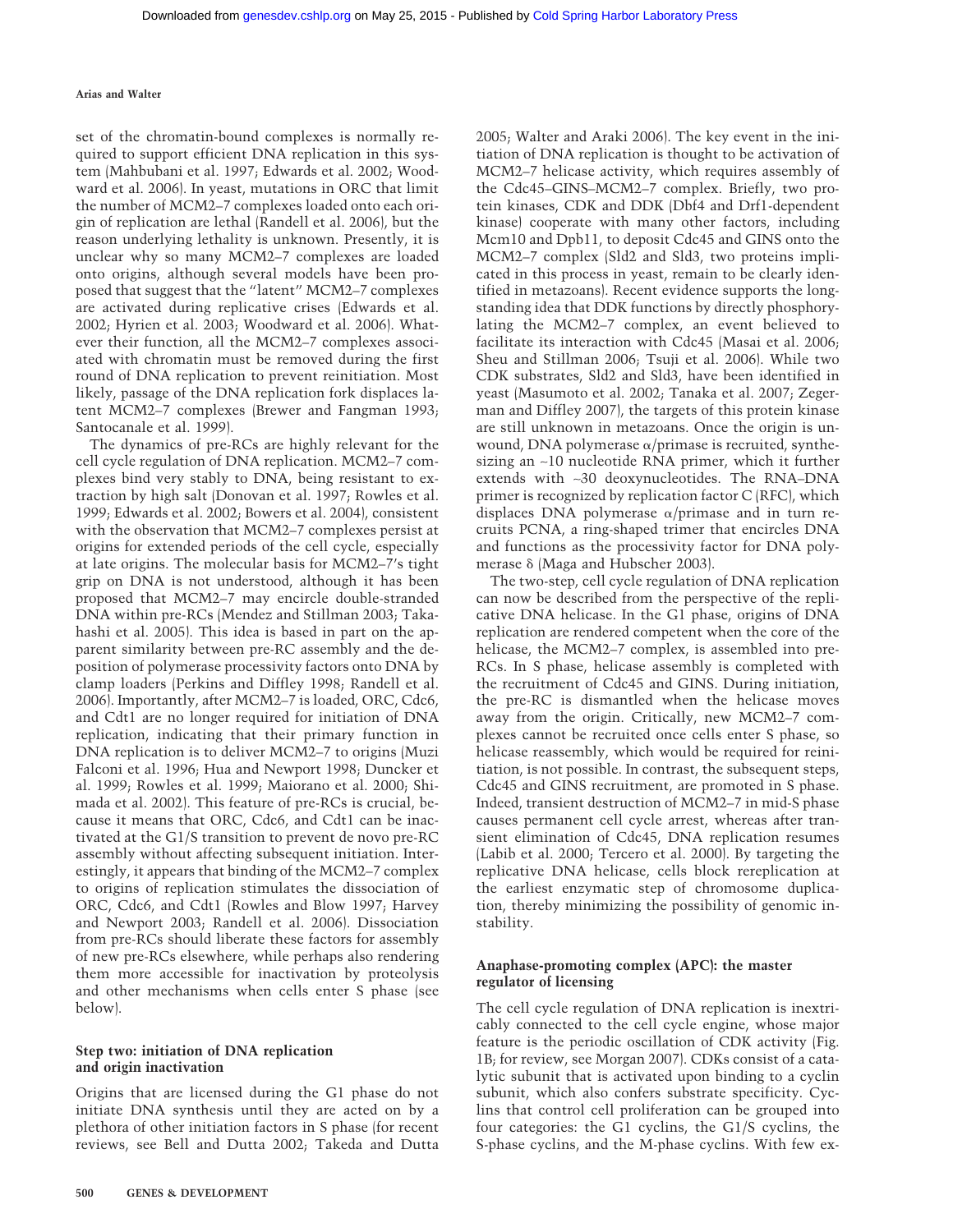set of the chromatin-bound complexes is normally required to support efficient DNA replication in this system (Mahbubani et al. 1997; Edwards et al. 2002; Woodward et al. 2006). In yeast, mutations in ORC that limit the number of MCM2–7 complexes loaded onto each origin of replication are lethal (Randell et al. 2006), but the reason underlying lethality is unknown. Presently, it is unclear why so many MCM2–7 complexes are loaded onto origins, although several models have been proposed that suggest that the "latent" MCM2–7 complexes are activated during replicative crises (Edwards et al. 2002; Hyrien et al. 2003; Woodward et al. 2006). Whatever their function, all the MCM2–7 complexes associated with chromatin must be removed during the first round of DNA replication to prevent reinitiation. Most likely, passage of the DNA replication fork displaces latent MCM2–7 complexes (Brewer and Fangman 1993; Santocanale et al. 1999).

The dynamics of pre-RCs are highly relevant for the cell cycle regulation of DNA replication. MCM2–7 complexes bind very stably to DNA, being resistant to extraction by high salt (Donovan et al. 1997; Rowles et al. 1999; Edwards et al. 2002; Bowers et al. 2004), consistent with the observation that MCM2–7 complexes persist at origins for extended periods of the cell cycle, especially at late origins. The molecular basis for MCM2–7's tight grip on DNA is not understood, although it has been proposed that MCM2–7 may encircle double-stranded DNA within pre-RCs (Mendez and Stillman 2003; Takahashi et al. 2005). This idea is based in part on the apparent similarity between pre-RC assembly and the deposition of polymerase processivity factors onto DNA by clamp loaders (Perkins and Diffley 1998; Randell et al. 2006). Importantly, after MCM2–7 is loaded, ORC, Cdc6, and Cdt1 are no longer required for initiation of DNA replication, indicating that their primary function in DNA replication is to deliver MCM2–7 to origins (Muzi Falconi et al. 1996; Hua and Newport 1998; Duncker et al. 1999; Rowles et al. 1999; Maiorano et al. 2000; Shimada et al. 2002). This feature of pre-RCs is crucial, because it means that ORC, Cdc6, and Cdt1 can be inactivated at the G1/S transition to prevent de novo pre-RC assembly without affecting subsequent initiation. Interestingly, it appears that binding of the MCM2–7 complex to origins of replication stimulates the dissociation of ORC, Cdc6, and Cdt1 (Rowles and Blow 1997; Harvey and Newport 2003; Randell et al. 2006). Dissociation from pre-RCs should liberate these factors for assembly of new pre-RCs elsewhere, while perhaps also rendering them more accessible for inactivation by proteolysis and other mechanisms when cells enter S phase (see below).

### Step two: initiation of DNA replication and origin inactivation

Origins that are licensed during the G1 phase do not initiate DNA synthesis until they are acted on by a plethora of other initiation factors in S phase (for recent reviews, see Bell and Dutta 2002; Takeda and Dutta 2005; Walter and Araki 2006). The key event in the initiation of DNA replication is thought to be activation of MCM2–7 helicase activity, which requires assembly of the Cdc45–GINS–MCM2–7 complex. Briefly, two protein kinases, CDK and DDK (Dbf4 and Drf1-dependent kinase) cooperate with many other factors, including Mcm10 and Dpb11, to deposit Cdc45 and GINS onto the MCM2–7 complex (Sld2 and Sld3, two proteins implicated in this process in yeast, remain to be clearly identified in metazoans). Recent evidence supports the long-standing idea that DDK functions by directly phosphorylating the MCM2–7 complex, an event believed to facilitate its interaction with Cdc45 (Masai et al. 2006; Sheu and Stillman 2006; Tsuji et al. 2006). While two CDK substrates, Sld2 and Sld3, have been identified in yeast (Masumoto et al. 2002; Tanaka et al. 2007; Zegerman and Diffley 2007), the targets of this protein kinase are still unknown in metazoans. Once the origin is unwound, DNA polymerase α/primase is recruited, synthesizing an ~10 nucleotide RNA primer, which it further extends with ~30 deoxynucleotides. The RNA–DNA primer is recognized by replication factor C (RFC), which displaces DNA polymerase α/primase and in turn recruits PCNA, a ring-shaped trimer that encircles DNA and functions as the processivity factor for DNA polymerase δ (Maga and Hubscher 2003).

The two-step, cell cycle regulation of DNA replication can now be described from the perspective of the replicative DNA helicase. In the G1 phase, origins of DNA replication are rendered competent when the core of the helicase, the MCM2–7 complex, is assembled into pre-RCs. In S phase, helicase assembly is completed with the recruitment of Cdc45 and GINS. During initiation, the pre-RC is dismantled when the helicase moves away from the origin. Critically, new MCM2–7 complexes cannot be recruited once cells enter S phase, so helicase reassembly, which would be required for reinitiation, is not possible. In contrast, the subsequent steps, Cdc45 and GINS recruitment, are promoted in S phase. Indeed, transient destruction of MCM2–7 in mid-S phase causes permanent cell cycle arrest, whereas after transient elimination of Cdc45, DNA replication resumes (Labib et al. 2000; Tercero et al. 2000). By targeting the replicative DNA helicase, cells block rereplication at the earliest enzymatic step of chromosome duplication, thereby minimizing the possibility of genomic instability.

### Anaphase-promoting complex (APC): the master regulator of licensing

The cell cycle regulation of DNA replication is inextricably connected to the cell cycle engine, whose major feature is the periodic oscillation of CDK activity (Fig. 1B; for review, see Morgan 2007). CDKs consist of a catalytic subunit that is activated upon binding to a cyclin subunit, which also confers substrate specificity. Cyclins that control cell proliferation can be grouped into four categories: the G1 cyclins, the G1/S cyclins, the S-phase cyclins, and the M-phase cyclins. With few ex-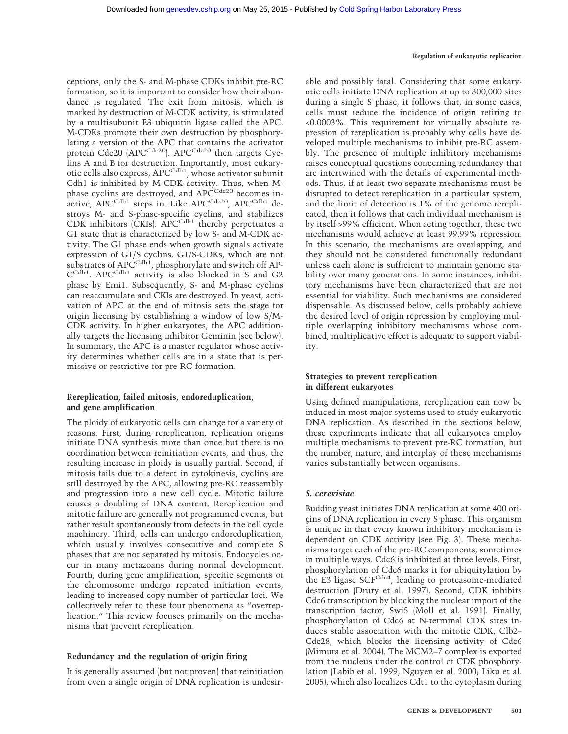ceptions, only the S- and M-phase CDKs inhibit pre-RC formation, so it is important to consider how their abundance is regulated. The exit from mitosis, which is marked by destruction of M-CDK activity, is stimulated by a multisubunit E3 ubiquitin ligase called the APC. M-CDKs promote their own destruction by phosphorylating a version of the APC that contains the activator protein Cdc20 (APC$^{Cdc20}$). APC$^{Cdc20}$ then targets Cyclins A and B for destruction. Importantly, most eukaryotic cells also express, APC$^{Cdh1}$, whose activator subunit Cdh1 is inhibited by M-CDK activity. Thus, when M-phase cyclins are destroyed, and APC$^{Cdc20}$ becomes inactive, APC$^{Cdh1}$ steps in. Like APC$^{Cdc20}$, APC$^{Cdh1}$ destroys M- and S-phase-specific cyclins, and stabilizes CDK inhibitors (CKIs). APC$^{Cdh1}$ thereby perpetuates a G1 state that is characterized by low S- and M-CDK activity. The G1 phase ends when growth signals activate expression of G1/S cyclins. G1/S-CDKs, which are not substrates of APC$^{Cdh1}$, phosphorylate and switch off APC$^{Cdh1}$. APC$^{Cdh1}$ activity is also blocked in S and G2 phase by Emi1. Subsequently, S- and M-phase cyclins can reaccumulate and CKIs are destroyed. In yeast, activation of APC at the end of mitosis sets the stage for origin licensing by establishing a window of low S/M-CDK activity. In higher eukaryotes, the APC additionally targets the licensing inhibitor Geminin (see below). In summary, the APC is a master regulator whose activity determines whether cells are in a state that is permissive or restrictive for pre-RC formation.

### Rereplication, failed mitosis, endoreduplication, and gene amplification

The ploidy of eukaryotic cells can change for a variety of reasons. First, during rereplication, replication origins initiate DNA synthesis more than once but there is no coordination between reinitiation events, and thus, the resulting increase in ploidy is usually partial. Second, if mitosis fails due to a defect in cytokinesis, cyclins are still destroyed by the APC, allowing pre-RC reassembly and progression into a new cell cycle. Mitotic failure causes a doubling of DNA content. Rereplication and mitotic failure are generally not programmed events, but rather result spontaneously from defects in the cell cycle machinery. Third, cells can undergo endoreduplication, which usually involves consecutive and complete S phases that are not separated by mitosis. Endocycles occur in many metazoans during normal development. Fourth, during gene amplification, specific segments of the chromosome undergo repeated initiation events, leading to increased copy number of particular loci. We collectively refer to these four phenomena as "overreplication." This review focuses primarily on the mechanisms that prevent rereplication.

### Redundancy and the regulation of origin firing

It is generally assumed (but not proven) that reinitiation from even a single origin of DNA replication is undesirable and possibly fatal. Considering that some eukaryotic cells initiate DNA replication at up to 300,000 sites during a single S phase, it follows that, in some cases, cells must reduce the incidence of origin refiring to <0.0003%. This requirement for virtually absolute repression of rereplication is probably why cells have developed multiple mechanisms to inhibit pre-RC assembly. The presence of multiple inhibitory mechanisms raises conceptual questions concerning redundancy that are intertwined with the details of experimental methods. Thus, if at least two separate mechanisms must be disrupted to detect rereplication in a particular system, and the limit of detection is 1% of the genome rereplicated, then it follows that each individual mechanism is by itself >99% efficient. When acting together, these two mechanisms would achieve at least 99.99% repression. In this scenario, the mechanisms are overlapping, and they should not be considered functionally redundant unless each alone is sufficient to maintain genome stability over many generations. In some instances, inhibitory mechanisms have been characterized that are not essential for viability. Such mechanisms are considered dispensable. As discussed below, cells probably achieve the desired level of origin repression by employing multiple overlapping inhibitory mechanisms whose combined, multiplicative effect is adequate to support viability.

### Strategies to prevent rereplication in different eukaryotes

Using defined manipulations, rereplication can now be induced in most major systems used to study eukaryotic DNA replication. As described in the sections below, these experiments indicate that all eukaryotes employ multiple mechanisms to prevent pre-RC formation, but the number, nature, and interplay of these mechanisms varies substantially between organisms.

### *S. cerevisiae*

Budding yeast initiates DNA replication at some 400 origins of DNA replication in every S phase. This organism is unique in that every known inhibitory mechanism is dependent on CDK activity (see Fig. 3). These mechanisms target each of the pre-RC components, sometimes in multiple ways. Cdc6 is inhibited at three levels. First, phosphorylation of Cdc6 marks it for ubiquitylation by the E3 ligase SCF$^{Cdc4}$, leading to proteasome-mediated destruction (Drury et al. 1997). Second, CDK inhibits Cdc6 transcription by blocking the nuclear import of the transcription factor, Swi5 (Moll et al. 1991). Finally, phosphorylation of Cdc6 at N-terminal CDK sites induces stable association with the mitotic CDK, Clb2–Cdc28, which blocks the licensing activity of Cdc6 (Mimura et al. 2004). The MCM2–7 complex is exported from the nucleus under the control of CDK phosphorylation (Labib et al. 1999; Nguyen et al. 2000; Liku et al. 2005), which also localizes Cdt1 to the cytoplasm during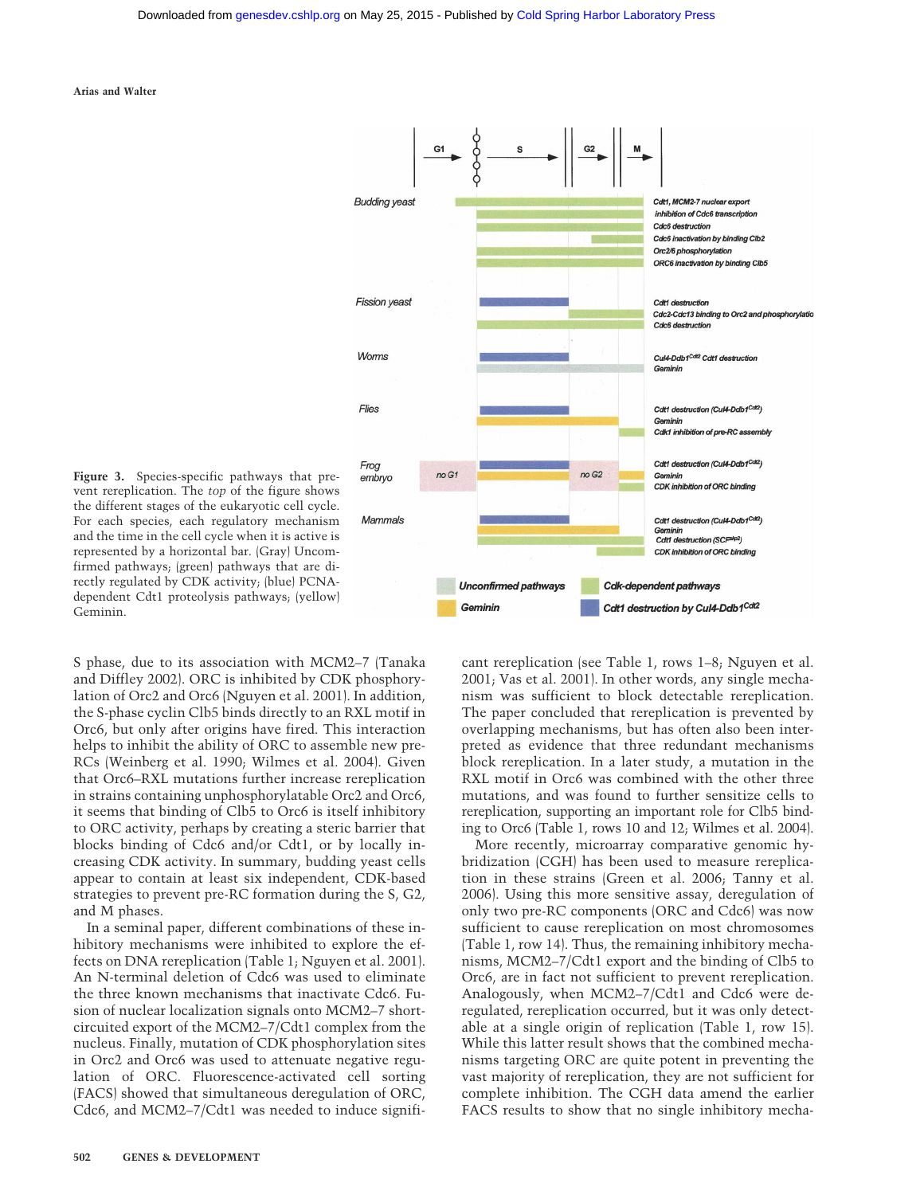Figure 3. Species-specific pathways that prevent rereplication. The *top* of the figure shows the different stages of the eukaryotic cell cycle. For each species, each regulatory mechanism and the time in the cell cycle when it is active is represented by a horizontal bar. (Gray) Unconfirmed pathways; (green) pathways that are directly regulated by CDK activity; (blue) PCNA-dependent Cdt1 proteolysis pathways; (yellow) Geminin.

S phase, due to its association with MCM2–7 (Tanaka and Diffley 2002). ORC is inhibited by CDK phosphorylation of Orc2 and Orc6 (Nguyen et al. 2001). In addition, the S-phase cyclin Clb5 binds directly to an RXL motif in Orc6, but only after origins have fired. This interaction helps to inhibit the ability of ORC to assemble new pre-RCs (Weinberg et al. 1990; Wilmes et al. 2004). Given that Orc6–RXL mutations further increase rereplication in strains containing unphosphorylatable Orc2 and Orc6, it seems that binding of Clb5 to Orc6 is itself inhibitory to ORC activity, perhaps by creating a steric barrier that blocks binding of Cdc6 and/or Cdt1, or by locally increasing CDK activity. In summary, budding yeast cells appear to contain at least six independent, CDK-based strategies to prevent pre-RC formation during the S, G2, and M phases.

In a seminal paper, different combinations of these inhibitory mechanisms were inhibited to explore the effects on DNA rereplication (Table 1; Nguyen et al. 2001). An N-terminal deletion of Cdc6 was used to eliminate the three known mechanisms that inactivate Cdc6. Fusion of nuclear localization signals onto MCM2–7 short-circuited export of the MCM2–7/Cdt1 complex from the nucleus. Finally, mutation of CDK phosphorylation sites in Orc2 and Orc6 was used to attenuate negative regulation of ORC. Fluorescence-activated cell sorting (FACS) showed that simultaneous deregulation of ORC, Cdc6, and MCM2–7/Cdt1 was needed to induce significant rereplication (see Table 1, rows 1–8; Nguyen et al. 2001; Vas et al. 2001). In other words, any single mechanism was sufficient to block detectable rereplication. The paper concluded that rereplication is prevented by overlapping mechanisms, but has often also been interpreted as evidence that three redundant mechanisms block rereplication. In a later study, a mutation in the RXL motif in Orc6 was combined with the other three mutations, and was found to further sensitize cells to rereplication, supporting an important role for Clb5 binding to Orc6 (Table 1, rows 10 and 12; Wilmes et al. 2004).

More recently, microarray comparative genomic hybridization (CGH) has been used to measure rereplication in these strains (Green et al. 2006; Tanny et al. 2006). Using this more sensitive assay, deregulation of only two pre-RC components (ORC and Cdc6) was now sufficient to cause rereplication on most chromosomes (Table 1, row 14). Thus, the remaining inhibitory mechanisms, MCM2–7/Cdt1 export and the binding of Clb5 to Orc6, are in fact not sufficient to prevent rereplication. Analogously, when MCM2–7/Cdt1 and Cdc6 were deregulated, rereplication occurred, but it was only detectable at a single origin of replication (Table 1, row 15). While this latter result shows that the combined mechanisms targeting ORC are quite potent in preventing the vast majority of rereplication, they are not sufficient for complete inhibition. The CGH data amend the earlier FACS results to show that no single inhibitory mecha-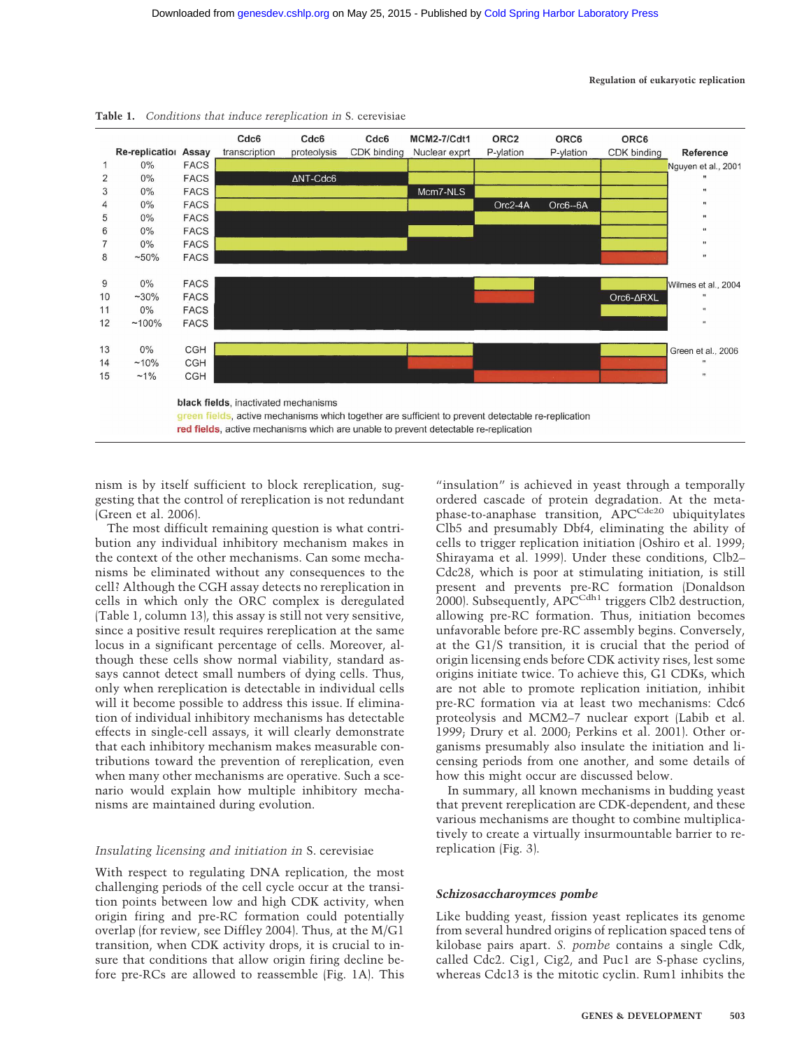**Table 1.** *Conditions that induce rereplication in* S. cerevisiae

| | Re-replication | Assay | Cdc6 transcription | Cdc6 proteolysis | Cdc6 CDK binding | MCM2-7/Cdt1 Nuclear exprt | ORC2 P-ylation | ORC6 P-ylation | ORC6 CDK binding | Reference |
|---|---|---|---|---|---|---|---|---|---|---|
| 1 | 0% | FACS | green | green | green | green | green | green | green | Nguyen et al., 2001 |
| 2 | 0% | FACS | black | black (ΔNT-Cdc6) | black | green | green | green | green | " |
| 3 | 0% | FACS | green | green | green | black (Mcm7-NLS) | green | green | green | " |
| 4 | 0% | FACS | green | green | green | green | black (Orc2-4A) | black (Orc6--6A) | green | " |
| 5 | 0% | FACS | black | black | black | black | green | green | green | " |
| 6 | 0% | FACS | black | black | black | green | black | black | green | " |
| 7 | 0% | FACS | green | green | green | black | black | black | green | " |
| 8 | ~50% | FACS | black | black | black | black | black | black | red | " |
| 9 | 0% | FACS | black | black | black | black | green | black | green | Wilmes et al., 2004 |
| 10 | ~30% | FACS | black | black | black | black | red | black | black (Orc6-ΔRXL) | " |
| 11 | 0% | FACS | black | black | black | black | black | black | green | " |
| 12 | ~100% | FACS | black | black | black | black | black | black | black | " |
| 13 | 0% | CGH | green | green | green | green | black | black | green | Green et al., 2006 |
| 14 | ~10% | CGH | black | black | black | red | black | black | red | " |
| 15 | ~1% | CGH | black | black | black | black | red | red | red | " |

**black fields**, inactivated mechanisms
green fields, active mechanisms which together are sufficient to prevent detectable re-replication
**red fields**, active mechanisms which are unable to prevent detectable re-replication

nism is by itself sufficient to block rereplication, suggesting that the control of rereplication is not redundant (Green et al. 2006).

The most difficult remaining question is what contribution any individual inhibitory mechanism makes in the context of the other mechanisms. Can some mechanisms be eliminated without any consequences to the cell? Although the CGH assay detects no rereplication in cells in which only the ORC complex is deregulated (Table 1, column 13), this assay is still not very sensitive, since a positive result requires rereplication at the same locus in a significant percentage of cells. Moreover, although these cells show normal viability, standard assays cannot detect small numbers of dying cells. Thus, only when rereplication is detectable in individual cells will it become possible to address this issue. If elimination of individual inhibitory mechanisms has detectable effects in single-cell assays, it will clearly demonstrate that each inhibitory mechanism makes measurable contributions toward the prevention of rereplication, even when many other mechanisms are operative. Such a scenario would explain how multiple inhibitory mechanisms are maintained during evolution.

### *Insulating licensing and initiation in* S. cerevisiae

With respect to regulating DNA replication, the most challenging periods of the cell cycle occur at the transition points between low and high CDK activity, when origin firing and pre-RC formation could potentially overlap (for review, see Diffley 2004). Thus, at the M/G1 transition, when CDK activity drops, it is crucial to insure that conditions that allow origin firing decline before pre-RCs are allowed to reassemble (Fig. 1A). This "insulation" is achieved in yeast through a temporally ordered cascade of protein degradation. At the metaphase-to-anaphase transition, $APC^{Cdc20}$ ubiquitylates Clb5 and presumably Dbf4, eliminating the ability of cells to trigger replication initiation (Oshiro et al. 1999; Shirayama et al. 1999). Under these conditions, Clb2–Cdc28, which is poor at stimulating replication initiation, is still present and prevents pre-RC formation (Donaldson 2000). Subsequently, $APC^{Cdh1}$ triggers Clb2 destruction, allowing pre-RC formation. Thus, initiation becomes unfavorable before pre-RC assembly begins. Conversely, at the G1/S transition, it is crucial that the period of origin licensing ends before CDK activity rises, lest some origins initiate twice. To achieve this, G1 CDKs, which are not able to promote replication initiation, inhibit pre-RC formation via at least two mechanisms: Cdc6 proteolysis and MCM2–7 nuclear export (Labib et al. 1999; Drury et al. 2000; Perkins et al. 2001). Other organisms presumably also insulate the initiation and licensing periods from one another, and some details of how this might occur are discussed below.

In summary, all known mechanisms in budding yeast that prevent rereplication are CDK-dependent, and these various mechanisms are thought to combine multiplicatively to create a virtually insurmountable barrier to rereplication (Fig. 3).

### *Schizosaccharoymces pombe*

Like budding yeast, fission yeast replicates its genome from several hundred origins of replication spaced tens of kilobase pairs apart. *S. pombe* contains a single Cdk, called Cdc2. Cig1, Cig2, and Puc1 are S-phase cyclins, whereas Cdc13 is the mitotic cyclin. Rum1 inhibits the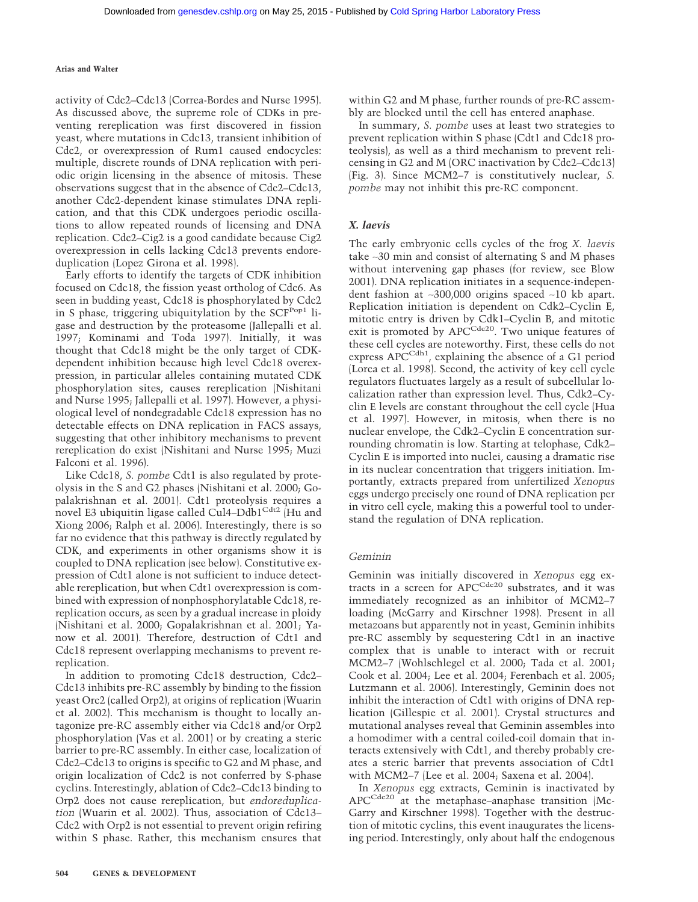activity of Cdc2–Cdc13 (Correa-Bordes and Nurse 1995). As discussed above, the supreme role of CDKs in preventing rereplication was first discovered in fission yeast, where mutations in Cdc13, transient inhibition of Cdc2, or overexpression of Rum1 caused endocycles: multiple, discrete rounds of DNA replication with periodic origin licensing in the absence of mitosis. These observations suggest that in the absence of Cdc2–Cdc13, another Cdc2-dependent kinase stimulates DNA replication, and that this CDK undergoes periodic oscillations to allow repeated rounds of licensing and DNA replication. Cdc2–Cig2 is a good candidate because Cig2 overexpression in cells lacking Cdc13 prevents endoreduplication (Lopez Girona et al. 1998).

Early efforts to identify the targets of CDK inhibition focused on Cdc18, the fission yeast ortholog of Cdc6. As seen in budding yeast, Cdc18 is phosphorylated by Cdc2 in S phase, triggering ubiquitylation by the $SCF^{Pop1}$ ligase and destruction by the proteasome (Jallepalli et al. 1997; Kominami and Toda 1997). Initially, it was thought that Cdc18 might be the only target of CDK-dependent inhibition because high level Cdc18 overexpression, in particular alleles containing mutated CDK phosphorylation sites, causes rereplication (Nishitani and Nurse 1995; Jallepalli et al. 1997). However, a physiological level of nondegradable Cdc18 expression has no detectable effects on DNA replication in FACS assays, suggesting that other inhibitory mechanisms to prevent rereplication do exist (Nishitani and Nurse 1995; Muzi Falconi et al. 1996).

Like Cdc18, *S. pombe* Cdt1 is also regulated by proteolysis in the S and G2 phases (Nishitani et al. 2000; Gopalakrishnan et al. 2001). Cdt1 proteolysis requires a novel E3 ubiquitin ligase called Cul4–$Ddb1^{Cdt2}$ (Hu and Xiong 2006; Ralph et al. 2006). Interestingly, there is so far no evidence that this pathway is directly regulated by CDK, and experiments in other organisms show it is coupled to DNA replication (see below). Constitutive expression of Cdt1 alone is not sufficient to induce detectable rereplication, but when Cdt1 overexpression is combined with expression of nonphosphorylatable Cdc18, rereplication occurs, as seen by a gradual increase in ploidy (Nishitani et al. 2000; Gopalakrishnan et al. 2001; Yanow et al. 2001). Therefore, destruction of Cdt1 and Cdc18 represent overlapping mechanisms to prevent rereplication.

In addition to promoting Cdc18 destruction, Cdc2–Cdc13 inhibits pre-RC assembly by binding to the fission yeast Orc2 (called Orp2), at origins of replication (Wuarin et al. 2002). This mechanism is thought to locally antagonize pre-RC assembly either via Cdc18 and/or Orp2 phosphorylation (Vas et al. 2001) or by creating a steric barrier to pre-RC assembly. In either case, localization of Cdc2–Cdc13 to origins is specific to G2 and M phase, and origin localization of Cdc2 is not conferred by S-phase cyclins. Interestingly, ablation of Cdc2–Cdc13 binding to Orp2 does not cause rereplication, but *endoreduplication* (Wuarin et al. 2002). Thus, association of Cdc13–Cdc2 with Orp2 is not essential to prevent origin refiring within S phase. Rather, this mechanism ensures that within G2 and M phase, further rounds of pre-RC assembly are blocked until the cell has entered anaphase.

In summary, *S. pombe* uses at least two strategies to prevent replication within S phase (Cdt1 and Cdc18 proteolysis), as well as a third mechanism to prevent relicensing in G2 and M (ORC inactivation by Cdc2–Cdc13) (Fig. 3). Since MCM2–7 is constitutively nuclear, *S. pombe* may not inhibit this pre-RC component.

### *X. laevis*

The early embryonic cells cycles of the frog *X. laevis* take ~30 min and consist of alternating S and M phases without intervening gap phases (for review, see Blow 2001). DNA replication initiates in a sequence-independent fashion at ~300,000 origins spaced ~10 kb apart. Replication initiation is dependent on Cdk2–Cyclin E, mitotic entry is driven by Cdk1–Cyclin B, and mitotic exit is promoted by $APC^{Cdc20}$. Two unique features of these cells cycles are noteworthy. First, these cells do not express $APC^{Cdh1}$, explaining the absence of a G1 period (Lorca et al. 1998). Second, the activity of key cell cycle regulators fluctuates largely as a result of subcellular localization rather than expression level. Thus, Cdk2–Cyclin E levels are constant throughout the cell cycle (Hua et al. 1997). However, in mitosis, when there is no nuclear envelope, the Cdk2–Cyclin E concentration surrounding chromatin is low. Starting at telophase, Cdk2–Cyclin E is imported into nuclei, causing a dramatic rise in its nuclear concentration that triggers initiation. Importantly, extracts prepared from unfertilized *Xenopus* eggs undergo precisely one round of DNA replication per in vitro cell cycle, making this a powerful tool to understand the regulation of DNA replication.

#### *Geminin*

Geminin was initially discovered in *Xenopus* egg extracts in a screen for $APC^{Cdc20}$ substrates, and it was immediately recognized as an inhibitor of MCM2–7 loading (McGarry and Kirschner 1998). Present in all metazoans but apparently not in yeast, Geminin inhibits pre-RC assembly by sequestering Cdt1 in an inactive complex that is unable to interact with or recruit MCM2–7 (Wohlschlegel et al. 2000; Tada et al. 2001; Cook et al. 2004; Lee et al. 2004; Ferenbach et al. 2005; Lutzmann et al. 2006). Interestingly, Geminin does not inhibit the interaction of Cdt1 with origins of DNA replication (Gillespie et al. 2001). Crystal structures and mutational analyses reveal that Geminin assembles into a homodimer with a central coiled-coil domain that interacts extensively with Cdt1, and thereby probably creates a steric barrier that prevents association of Cdt1 with MCM2–7 (Lee et al. 2004; Saxena et al. 2004).

In *Xenopus* egg extracts, Geminin is inactivated by $APC^{Cdc20}$ at the metaphase–anaphase transition (McGarry and Kirschner 1998). Together with the destruction of mitotic cyclins, this event inaugurates the licensing period. Interestingly, only about half the endogenous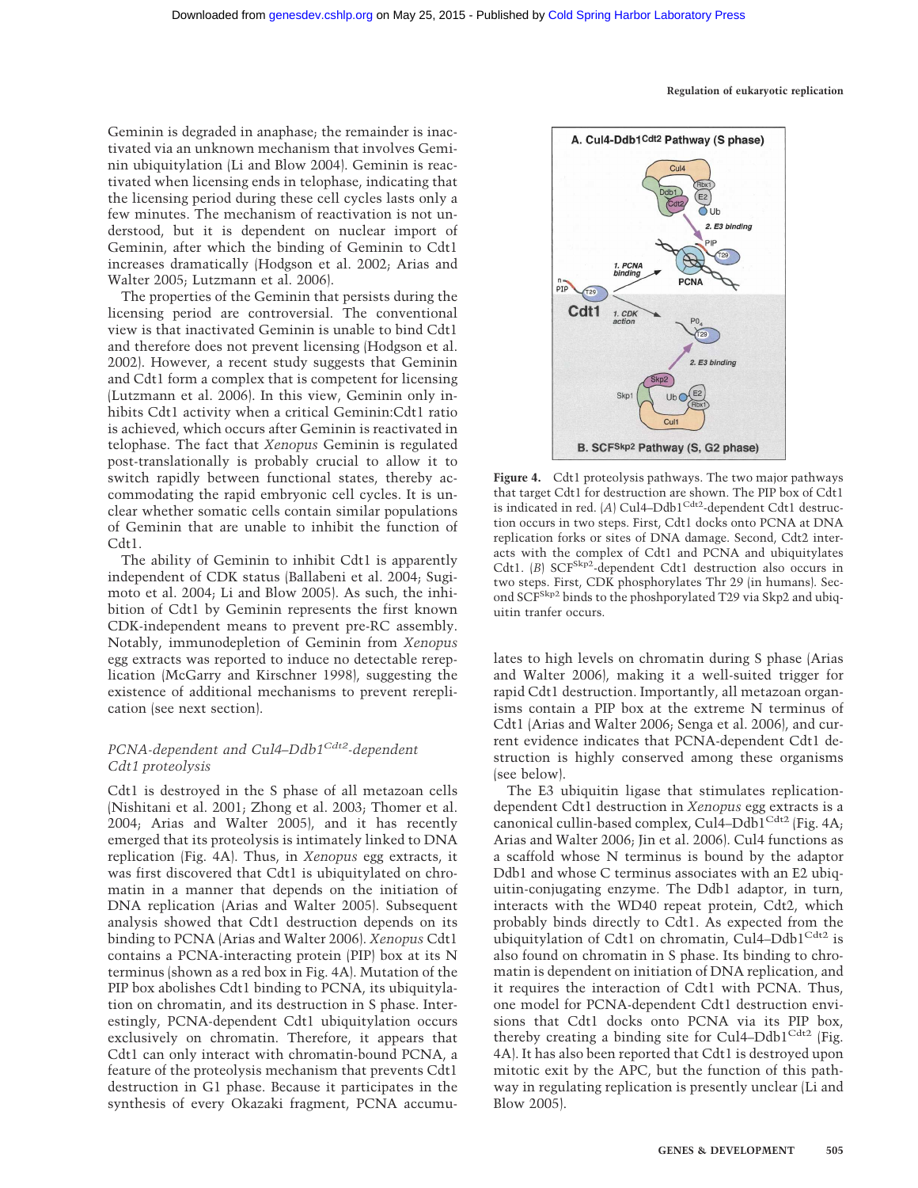Geminin is degraded in anaphase; the remainder is inactivated via an unknown mechanism that involves Geminin ubiquitylation (Li and Blow 2004). Geminin is reactivated when licensing ends in telophase, indicating that the licensing period during these cell cycles lasts only a few minutes. The mechanism of reactivation is not understood, but it is dependent on nuclear import of Geminin, after which the binding of Geminin to Cdt1 increases dramatically (Hodgson et al. 2002; Arias and Walter 2005; Lutzmann et al. 2006).

The properties of the Geminin that persists during the licensing period are controversial. The conventional view is that inactivated Geminin is unable to bind Cdt1 and therefore does not prevent licensing (Hodgson et al. 2002). However, a recent study suggests that Geminin and Cdt1 form a complex that is competent for licensing (Lutzmann et al. 2006). In this view, Geminin only inhibits Cdt1 activity when a critical Geminin:Cdt1 ratio is achieved, which occurs after Geminin is reactivated in telophase. The fact that *Xenopus* Geminin is regulated post-translationally is probably crucial to allow it to switch rapidly between functional states, thereby accommodating the rapid embryonic cell cycles. It is unclear whether somatic cells contain similar populations of Geminin that are unable to inhibit the function of Cdt1.

The ability of Geminin to inhibit Cdt1 is apparently independent of CDK status (Ballabeni et al. 2004; Sugimoto et al. 2004; Li and Blow 2005). As such, the inhibition of Cdt1 by Geminin represents the first known CDK-independent means to prevent pre-RC assembly. Notably, immunodepletion of Geminin from *Xenopus* egg extracts was reported to induce no detectable rereplication (McGarry and Kirschner 1998), suggesting the existence of additional mechanisms to prevent rereplication (see next section).

### *PCNA-dependent and Cul4–Ddb1$^{Cdt2}$-dependent Cdt1 proteolysis*

Cdt1 is destroyed in the S phase of all metazoan cells (Nishitani et al. 2001; Zhong et al. 2003; Thomer et al. 2004; Arias and Walter 2005), and it has recently emerged that its proteolysis is intimately linked to DNA replication (Fig. 4A). Thus, in *Xenopus* egg extracts, it was first discovered that Cdt1 is ubiquitylated on chromatin in a manner that depends on the initiation of DNA replication (Arias and Walter 2005). Subsequent analysis showed that Cdt1 destruction depends on its binding to PCNA (Arias and Walter 2006). *Xenopus* Cdt1 contains a PCNA-interacting protein (PIP) box at its N terminus (shown as a red box in Fig. 4A). Mutation of the PIP box abolishes Cdt1 binding to PCNA, its ubiquitylation on chromatin, and its destruction in S phase. Interestingly, PCNA-dependent Cdt1 ubiquitylation occurs exclusively on chromatin. Therefore, it appears that Cdt1 can only interact with chromatin-bound PCNA, a feature of the proteolysis mechanism that prevents Cdt1 destruction in G1 phase. Because it participates in the synthesis of every Okazaki fragment, PCNA accumulates to high levels on chromatin during S phase (Arias and Walter 2006), making it a well-suited trigger for rapid Cdt1 destruction. Importantly, all metazoan organisms contain a PIP box at the extreme N terminus of Cdt1 (Arias and Walter 2006; Senga et al. 2006), and current evidence indicates that PCNA-dependent Cdt1 destruction is highly conserved among these organisms (see below).

Figure 4. Cdt1 proteolysis pathways. The two major pathways that target Cdt1 for destruction are shown. The PIP box of Cdt1 is indicated in red. (*A*) Cul4–Ddb1$^{Cdt2}$-dependent Cdt1 destruction occurs in two steps. First, Cdt1 docks onto PCNA at DNA replication forks or sites of DNA damage. Second, Cdt2 interacts with the complex of Cdt1 and PCNA and ubiquitylates Cdt1. (*B*) SCF$^{Skp2}$-dependent Cdt1 destruction also occurs in two steps. First, CDK phosphorylates Thr 29 (in humans). Second SCF$^{Skp2}$ binds to the phoshporylated T29 via Skp2 and ubiquitin tranfer occurs.

The E3 ubiquitin ligase that stimulates replication-dependent Cdt1 destruction in *Xenopus* egg extracts is a canonical cullin-based complex, Cul4–Ddb1$^{Cdt2}$ (Fig. 4A; Arias and Walter 2006; Jin et al. 2006). Cul4 functions as a scaffold whose N terminus is bound by the adaptor Ddb1 and whose C terminus associates with an E2 ubiquitin-conjugating enzyme. The Ddb1 adaptor, in turn, interacts with the WD40 repeat protein, Cdt2, which probably binds directly to Cdt1. As expected from the ubiquitylation of Cdt1 on chromatin, Cul4–Ddb1$^{Cdt2}$ is also found on chromatin in S phase. Its binding to chromatin is dependent on initiation of DNA replication, and it requires the interaction of Cdt1 with PCNA. Thus, one model for PCNA-dependent Cdt1 destruction envisions that Cdt1 docks onto PCNA via its PIP box, thereby creating a binding site for Cul4–Ddb1$^{Cdt2}$ (Fig. 4A). It has also been reported that Cdt1 is destroyed upon mitotic exit by the APC, but the function of this pathway in regulating replication is presently unclear (Li and Blow 2005).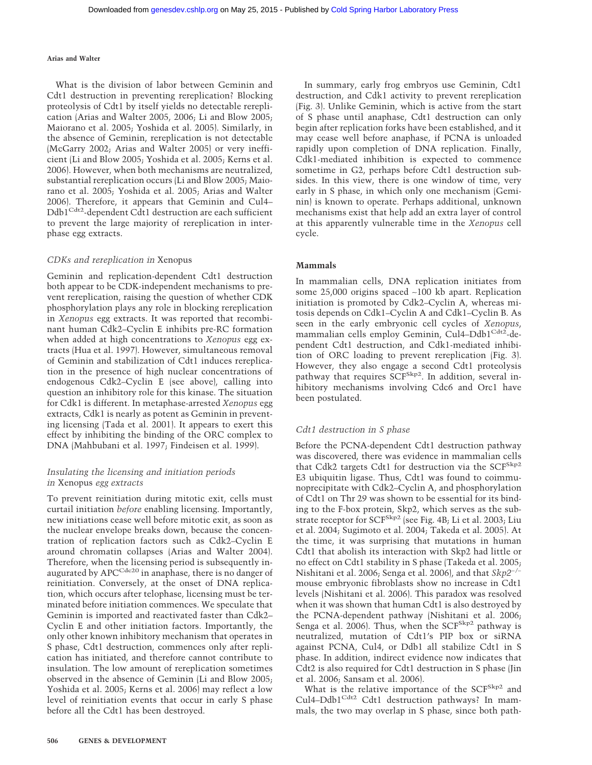What is the division of labor between Geminin and Cdt1 destruction in preventing rereplication? Blocking proteolysis of Cdt1 by itself yields no detectable rereplication (Arias and Walter 2005, 2006; Li and Blow 2005; Maiorano et al. 2005; Yoshida et al. 2005). Similarly, in the absence of Geminin, rereplication is not detectable (McGarry 2002; Arias and Walter 2005) or very inefficient (Li and Blow 2005; Yoshida et al. 2005; Kerns et al. 2006). However, when both mechanisms are neutralized, substantial rereplication occurs (Li and Blow 2005; Maiorano et al. 2005; Yoshida et al. 2005; Arias and Walter 2006). Therefore, it appears that Geminin and Cul4–Ddb1$^{Cdt2}$-dependent Cdt1 destruction are each sufficient to prevent the large majority of rereplication in interphase egg extracts.

### *CDKs and rereplication in* Xenopus

Geminin and replication-dependent Cdt1 destruction both appear to be CDK-independent mechanisms to prevent rereplication, raising the question of whether CDK phosphorylation plays any role in blocking rereplication in *Xenopus* egg extracts. It was reported that recombinant human Cdk2–Cyclin E inhibits pre-RC formation when added at high concentrations to *Xenopus* egg extracts (Hua et al. 1997). However, simultaneous removal of Geminin and stabilization of Cdt1 induces rereplication in the presence of high nuclear concentrations of endogenous Cdk2–Cyclin E (see above), calling into question an inhibitory role for this kinase. The situation for Cdk1 is different. In metaphase-arrested *Xenopus* egg extracts, Cdk1 is nearly as potent as Geminin in preventing licensing (Tada et al. 2001). It appears to exert this effect by inhibiting the binding of the ORC complex to DNA (Mahbubani et al. 1997; Findeisen et al. 1999).

### *Insulating the licensing and initiation periods in* Xenopus *egg extracts*

To prevent reinitiation during mitotic exit, cells must curtail initiation *before* enabling licensing. Importantly, new initiations cease well before mitotic exit, as soon as the nuclear envelope breaks down, because the concentration of replication factors such as Cdk2–Cyclin E around chromatin collapses (Arias and Walter 2004). Therefore, when the licensing period is subsequently inaugurated by APC$^{Cdc20}$ in anaphase, there is no danger of reinitiation. Conversely, at the onset of DNA replication, which occurs after telophase, licensing must be terminated before initiation commences. We speculate that Geminin is imported and reactivated faster than Cdk2–Cyclin E and other initiation factors. Importantly, the only other known inhibitory mechanism that operates in S phase, Cdt1 destruction, commences only after replication has initiated, and therefore cannot contribute to insulation. The low amount of rereplication sometimes observed in the absence of Geminin (Li and Blow 2005; Yoshida et al. 2005; Kerns et al. 2006) may reflect a low level of reinitiation events that occur in early S phase before all the Cdt1 has been destroyed.

In summary, early frog embryos use Geminin, Cdt1 destruction, and Cdk1 activity to prevent rereplication (Fig. 3). Unlike Geminin, which is active from the start of S phase until anaphase, Cdt1 destruction can only begin after replication forks have been established, and it may cease well before anaphase, if PCNA is unloaded rapidly upon completion of DNA replication. Finally, Cdk1-mediated inhibition is expected to commence sometime in G2, perhaps before Cdt1 destruction subsides. In this view, there is one window of time, very early in S phase, in which only one mechanism (Geminin) is known to operate. Perhaps additional, unknown mechanisms exist that help add an extra layer of control at this apparently vulnerable time in the *Xenopus* cell cycle.

## Mammals

In mammalian cells, DNA replication initiates from some 25,000 origins spaced ~100 kb apart. Replication initiation is promoted by Cdk2–Cyclin A, whereas mitosis depends on Cdk1–Cyclin A and Cdk1–Cyclin B. As seen in the early embryonic cell cycles of *Xenopus*, mammalian cells employ Geminin, Cul4–Ddb1$^{Cdt2}$-dependent Cdt1 destruction, and Cdk1-mediated inhibition of ORC loading to prevent rereplication (Fig. 3). However, they also engage a second Cdt1 proteolysis pathway that requires SCF$^{Skp2}$. In addition, several inhibitory mechanisms involving Cdc6 and Orc1 have been postulated.

### *Cdt1 destruction in S phase*

Before the PCNA-dependent Cdt1 destruction pathway was discovered, there was evidence in mammalian cells that Cdk2 targets Cdt1 for destruction via the SCF$^{Skp2}$ E3 ubiquitin ligase. Thus, Cdt1 was found to coimmunoprecipitate with Cdk2–Cyclin A, and phosphorylation of Cdt1 on Thr 29 was shown to be essential for its binding to the F-box protein, Skp2, which serves as the substrate receptor for SCF$^{Skp2}$ (see Fig. 4B; Li et al. 2003; Liu et al. 2004; Sugimoto et al. 2004; Takeda et al. 2005). At the time, it was surprising that mutations in human Cdt1 that abolish its interaction with Skp2 had little or no effect on Cdt1 stability in S phase (Takeda et al. 2005; Nishitani et al. 2006; Senga et al. 2006), and that *Skp2*$^{-/-}$ mouse embryonic fibroblasts show no increase in Cdt1 levels (Nishitani et al. 2006). This paradox was resolved when it was shown that human Cdt1 is also destroyed by the PCNA-dependent pathway (Nishitani et al. 2006; Senga et al. 2006). Thus, when the SCF$^{Skp2}$ pathway is neutralized, mutation of Cdt1's PIP box or siRNA against PCNA, Cul4, or Ddb1 all stabilize Cdt1 in S phase. In addition, indirect evidence now indicates that Cdt2 is also required for Cdt1 destruction in S phase (Jin et al. 2006; Sansam et al. 2006).

What is the relative importance of the SCF$^{Skp2}$ and Cul4–Ddb1$^{Cdt2}$ Cdt1 destruction pathways? In mammals, the two may overlap in S phase, since both path-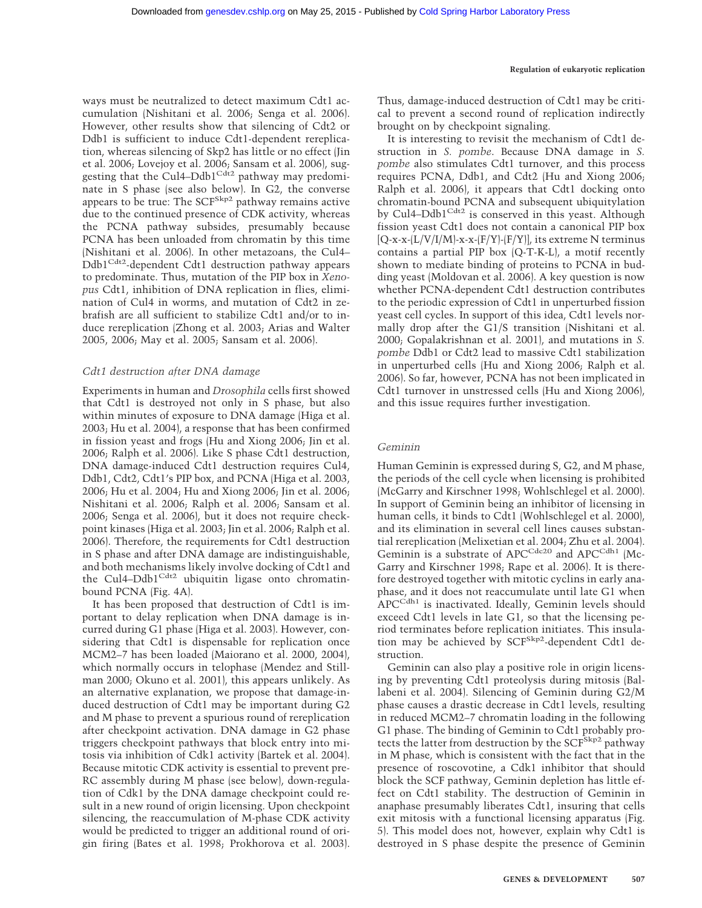ways must be neutralized to detect maximum Cdt1 accumulation (Nishitani et al. 2006; Senga et al. 2006). However, other results show that silencing of Cdt2 or Ddb1 is sufficient to induce Cdt1-dependent rereplication, whereas silencing of Skp2 has little or no effect (Jin et al. 2006; Lovejoy et al. 2006; Sansam et al. 2006), suggesting that the Cul4–Ddb1$^{Cdt2}$ pathway may predominate in S phase (see also below). In G2, the converse appears to be true: The SCF$^{Skp2}$ pathway remains active due to the continued presence of CDK activity, whereas the PCNA pathway subsides, presumably because PCNA has been unloaded from chromatin by this time (Nishitani et al. 2006). In other metazoans, the Cul4–Ddb1$^{Cdt2}$-dependent Cdt1 destruction pathway appears to predominate. Thus, mutation of the PIP box in *Xenopus* Cdt1, inhibition of DNA replication in flies, elimination of Cul4 in worms, and mutation of Cdt2 in zebrafish are all sufficient to stabilize Cdt1 and/or to induce rereplication (Zhong et al. 2003; Arias and Walter 2005, 2006; May et al. 2005; Sansam et al. 2006).

### *Cdt1 destruction after DNA damage*

Experiments in human and *Drosophila* cells first showed that Cdt1 is destroyed not only in S phase, but also within minutes of exposure to DNA damage (Higa et al. 2003; Hu et al. 2004), a response that has been confirmed in fission yeast and frogs (Hu and Xiong 2006; Jin et al. 2006; Ralph et al. 2006). Like S phase Cdt1 destruction, DNA damage-induced Cdt1 destruction requires Cul4, Ddb1, Cdt2, Cdt1's PIP box, and PCNA (Higa et al. 2003, 2006; Hu et al. 2004; Hu and Xiong 2006; Jin et al. 2006; Nishitani et al. 2006; Ralph et al. 2006; Sansam et al. 2006; Senga et al. 2006), but it does not require checkpoint kinases (Higa et al. 2003; Jin et al. 2006; Ralph et al. 2006). Therefore, the requirements for Cdt1 destruction in S phase and after DNA damage are indistinguishable, and both mechanisms likely involve docking of Cdt1 and the Cul4–Ddb1$^{Cdt2}$ ubiquitin ligase onto chromatin-bound PCNA (Fig. 4A).

It has been proposed that destruction of Cdt1 is important to delay replication when DNA damage is incurred during G1 phase (Higa et al. 2003). However, considering that Cdt1 is dispensable for replication once MCM2–7 has been loaded (Maiorano et al. 2000, 2004), which normally occurs in telophase (Mendez and Stillman 2000; Okuno et al. 2001), this appears unlikely. As an alternative explanation, we propose that damage-induced destruction of Cdt1 may be important during G2 and M phase to prevent a spurious round of rereplication after checkpoint activation. DNA damage in G2 phase triggers checkpoint pathways that block entry into mitosis via inhibition of Cdk1 activity (Bartek et al. 2004). Because mitotic CDK activity is essential to prevent pre-RC assembly during M phase (see below), down-regulation of Cdk1 by the DNA damage checkpoint could result in a new round of origin licensing. Upon checkpoint silencing, the reaccumulation of M-phase CDK activity would be predicted to trigger an additional round of origin firing (Bates et al. 1998; Prokhorova et al. 2003). Thus, damage-induced destruction of Cdt1 may be critical to prevent a second round of replication indirectly brought on by checkpoint signaling.

It is interesting to revisit the mechanism of Cdt1 destruction in *S. pombe*. Because DNA damage in *S. pombe* also stimulates Cdt1 turnover, and this process requires PCNA, Ddb1, and Cdt2 (Hu and Xiong 2006; Ralph et al. 2006), it appears that Cdt1 docking onto chromatin-bound PCNA and subsequent ubiquitylation by Cul4–Ddb1$^{Cdt2}$ is conserved in this yeast. Although fission yeast Cdt1 does not contain a canonical PIP box [Q-x-x-(L/V/I/M)-x-x-(F/Y)-(F/Y)], its extreme N terminus contains a partial PIP box (Q-T-K-L), a motif recently shown to mediate binding of proteins to PCNA in budding yeast (Moldovan et al. 2006). A key question is now whether PCNA-dependent Cdt1 destruction contributes to the periodic expression of Cdt1 in unperturbed fission yeast cell cycles. In support of this idea, Cdt1 levels normally drop after the G1/S transition (Nishitani et al. 2000; Gopalakrishnan et al. 2001), and mutations in *S. pombe* Ddb1 or Cdt2 lead to massive Cdt1 stabilization in unperturbed cells (Hu and Xiong 2006; Ralph et al. 2006). So far, however, PCNA has not been implicated in Cdt1 turnover in unstressed cells (Hu and Xiong 2006), and this issue requires further investigation.

### *Geminin*

Human Geminin is expressed during S, G2, and M phase, the periods of the cell cycle when licensing is prohibited (McGarry and Kirschner 1998; Wohlschlegel et al. 2000). In support of Geminin being an inhibitor of licensing in human cells, it binds to Cdt1 (Wohlschlegel et al. 2000), and its elimination in several cell lines causes substantial rereplication (Melixetian et al. 2004; Zhu et al. 2004). Geminin is a substrate of APC$^{Cdc20}$ and APC$^{Cdh1}$ (McGarry and Kirschner 1998; Rape et al. 2006). It is therefore destroyed together with mitotic cyclins in early anaphase, and it does not reaccumulate until late G1 when APC$^{Cdh1}$ is inactivated. Ideally, Geminin levels should exceed Cdt1 levels in late G1, so that the licensing period terminates before replication initiates. This insulation may be achieved by SCF$^{Skp2}$-dependent Cdt1 destruction.

Geminin can also play a positive role in origin licensing by preventing Cdt1 proteolysis during mitosis (Ballabeni et al. 2004). Silencing of Geminin during G2/M phase causes a drastic decrease in Cdt1 levels, resulting in reduced MCM2–7 chromatin loading in the following G1 phase. The binding of Geminin to Cdt1 probably protects the latter from destruction by the SCF$^{Skp2}$ pathway in M phase, which is consistent with the fact that in the presence of roscovotine, a Cdk1 inhibitor that should block the SCF pathway, Geminin depletion has little effect on Cdt1 stability. The destruction of Geminin in anaphase presumably liberates Cdt1, insuring that cells exit mitosis with a functional licensing apparatus (Fig. 5). This model does not, however, explain why Cdt1 is destroyed in S phase despite the presence of Geminin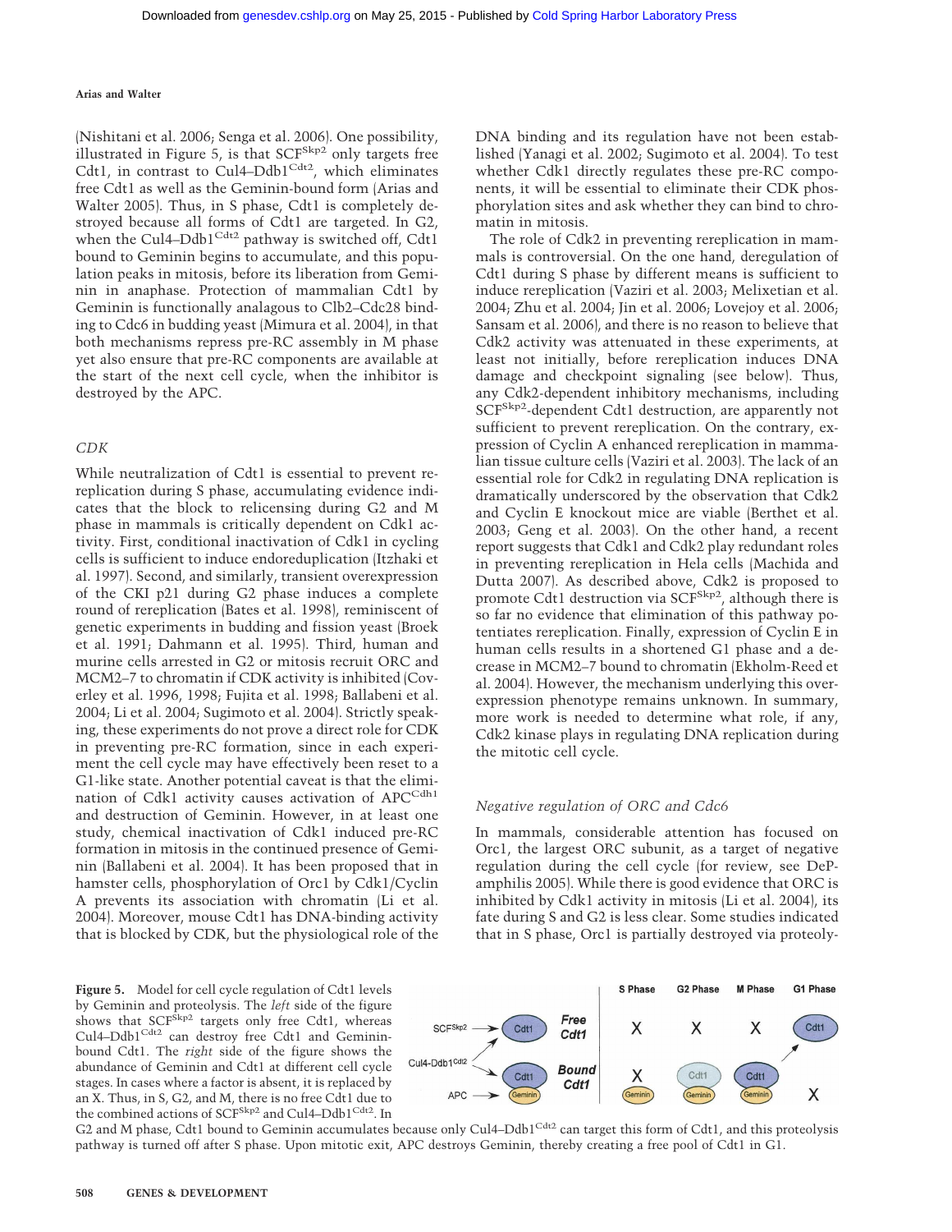(Nishitani et al. 2006; Senga et al. 2006). One possibility, illustrated in Figure 5, is that $SCF^{Skp2}$ only targets free Cdt1, in contrast to Cul4–$Ddb1^{Cdt2}$, which eliminates free Cdt1 as well as the Geminin-bound form (Arias and Walter 2005). Thus, in S phase, Cdt1 is completely destroyed because all forms of Cdt1 are targeted. In G2, when the Cul4–$Ddb1^{Cdt2}$ pathway is switched off, Cdt1 bound to Geminin begins to accumulate, and this population peaks in mitosis, before its liberation from Geminin in anaphase. Protection of mammalian Cdt1 by Geminin is functionally analagous to Clb2–Cdc28 binding to Cdc6 in budding yeast (Mimura et al. 2004), in that both mechanisms repress pre-RC assembly in M phase yet also ensure that pre-RC components are available at the start of the next cell cycle, when the inhibitor is destroyed by the APC.

### *CDK*

While neutralization of Cdt1 is essential to prevent rereplication during S phase, accumulating evidence indicates that the block to relicensing during G2 and M phase in mammals is critically dependent on Cdk1 activity. First, conditional inactivation of Cdk1 in cycling cells is sufficient to induce endoreduplication (Itzhaki et al. 1997). Second, and similarly, transient overexpression of the CKI p21 during G2 phase induces a complete round of rereplication (Bates et al. 1998), reminiscent of genetic experiments in budding and fission yeast (Broek et al. 1991; Dahmann et al. 1995). Third, human and murine cells arrested in G2 or mitosis recruit ORC and MCM2–7 to chromatin if CDK activity is inhibited (Coverley et al. 1996, 1998; Fujita et al. 1998; Ballabeni et al. 2004; Li et al. 2004; Sugimoto et al. 2004). Strictly speaking, these experiments do not prove a direct role for CDK in preventing pre-RC formation, since in each experiment the cell cycle may have effectively been reset to a G1-like state. Another potential caveat is that the elimination of Cdk1 activity causes activation of $APC^{Cdh1}$ and destruction of Geminin. However, in at least one study, chemical inactivation of Cdk1 induced pre-RC formation in mitosis in the continued presence of Geminin (Ballabeni et al. 2004). It has been proposed that in hamster cells, phosphorylation of Orc1 by Cdk1/Cyclin A prevents its association with chromatin (Li et al. 2004). Moreover, mouse Cdt1 has DNA-binding activity that is blocked by CDK, but the physiological role of the DNA binding and its regulation have not been established (Yanagi et al. 2002; Sugimoto et al. 2004). To test whether Cdk1 directly regulates these pre-RC components, it will be essential to eliminate their CDK phosphorylation sites and ask whether they can bind to chromatin in mitosis.

The role of Cdk2 in preventing rereplication in mammals is controversial. On the one hand, deregulation of Cdt1 during S phase by different means is sufficient to induce rereplication (Vaziri et al. 2003; Melixetian et al. 2004; Zhu et al. 2004; Jin et al. 2006; Lovejoy et al. 2006; Sansam et al. 2006), and there is no reason to believe that Cdk2 activity was attenuated in these experiments, at least not initially, before rereplication induces DNA damage and checkpoint signaling (see below). Thus, any Cdk2-dependent inhibitory mechanisms, including $SCF^{Skp2}$-dependent Cdt1 destruction, are apparently not sufficient to prevent rereplication. On the contrary, expression of Cyclin A enhanced rereplication in mammalian tissue culture cells (Vaziri et al. 2003). The lack of an essential role for Cdk2 in regulating DNA replication is dramatically underscored by the observation that Cdk2 and Cyclin E knockout mice are viable (Berthet et al. 2003; Geng et al. 2003). On the other hand, a recent report suggests that Cdk1 and Cdk2 play redundant roles in preventing rereplication in Hela cells (Machida and Dutta 2007). As described above, Cdk2 is proposed to promote Cdt1 destruction via $SCF^{Skp2}$, although there is so far no evidence that elimination of this pathway potentiates rereplication. Finally, expression of Cyclin E in human cells results in a shortened G1 phase and a decrease in MCM2–7 bound to chromatin (Ekholm-Reed et al. 2004). However, the mechanism underlying this overexpression phenotype remains unknown. In summary, more work is needed to determine what role, if any, Cdk2 kinase plays in regulating DNA replication during the mitotic cell cycle.

### *Negative regulation of ORC and Cdc6*

In mammals, considerable attention has focused on Orc1, the largest ORC subunit, as a target of negative regulation during the cell cycle (for review, see DePamphilis 2005). While there is good evidence that ORC is inhibited by Cdk1 activity in mitosis (Li et al. 2004), its fate during S and G2 is less clear. Some studies indicated that in S phase, Orc1 is partially destroyed via proteoly-

**Figure 5.** Model for cell cycle regulation of Cdt1 levels by Geminin and proteolysis. The *left* side of the figure shows that $SCF^{Skp2}$ targets only free Cdt1, whereas Cul4–$Ddb1^{Cdt2}$ can destroy free Cdt1 and Geminin-bound Cdt1. The *right* side of the figure shows the abundance of Geminin and Cdt1 at different cell cycle stages. In cases where a factor is absent, it is replaced by an X. Thus, in S, G2, and M, there is no free Cdt1 due to the combined actions of $SCF^{Skp2}$ and Cul4–$Ddb1^{Cdt2}$. In G2 and M phase, Cdt1 bound to Geminin accumulates because only Cul4–$Ddb1^{Cdt2}$ can target this form of Cdt1, and this proteolysis pathway is turned off after S phase. Upon mitotic exit, APC destroys Geminin, thereby creating a free pool of Cdt1 in G1.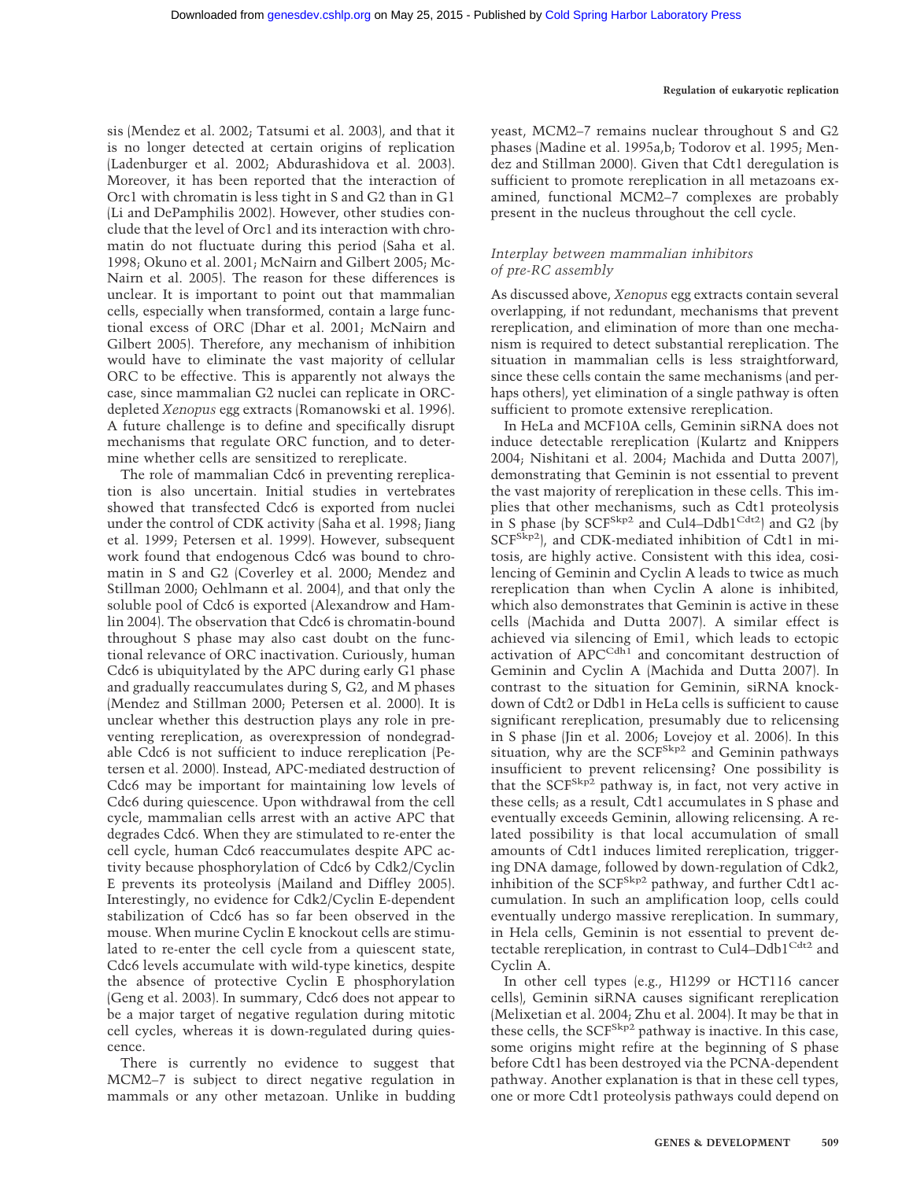sis (Mendez et al. 2002; Tatsumi et al. 2003), and that it is no longer detected at certain origins of replication (Ladenburger et al. 2002; Abdurashidova et al. 2003). Moreover, it has been reported that the interaction of Orc1 with chromatin is less tight in S and G2 than in G1 (Li and DePamphilis 2002). However, other studies conclude that the level of Orc1 and its interaction with chromatin do not fluctuate during this period (Saha et al. 1998; Okuno et al. 2001; McNairn and Gilbert 2005; McNairn et al. 2005). The reason for these differences is unclear. It is important to point out that mammalian cells, especially when transformed, contain a large functional excess of ORC (Dhar et al. 2001; McNairn and Gilbert 2005). Therefore, any mechanism of inhibition would have to eliminate the vast majority of cellular ORC to be effective. This is apparently not always the case, since mammalian G2 nuclei can replicate in ORC-depleted *Xenopus* egg extracts (Romanowski et al. 1996). A future challenge is to define and specifically disrupt mechanisms that regulate ORC function, and to determine whether cells are sensitized to rereplicate.

The role of mammalian Cdc6 in preventing rereplication is also uncertain. Initial studies in vertebrates showed that transfected Cdc6 is exported from nuclei under the control of CDK activity (Saha et al. 1998; Jiang et al. 1999; Petersen et al. 1999). However, subsequent work found that endogenous Cdc6 was bound to chromatin in S and G2 (Coverley et al. 2000; Mendez and Stillman 2000; Oehlmann et al. 2004), and that only the soluble pool of Cdc6 is exported (Alexandrow and Hamlin 2004). The observation that Cdc6 is chromatin-bound throughout S phase may also cast doubt on the functional relevance of ORC inactivation. Curiously, human Cdc6 is ubiquitylated by the APC during early G1 phase and gradually reaccumulates during S, G2, and M phases (Mendez and Stillman 2000; Petersen et al. 2000). It is unclear whether this destruction plays any role in preventing rereplication, as overexpression of nondegradable Cdc6 is not sufficient to induce rereplication (Petersen et al. 2000). Instead, APC-mediated destruction of Cdc6 may be important for maintaining low levels of Cdc6 during quiescence. Upon withdrawal from the cell cycle, mammalian cells arrest with an active APC that degrades Cdc6. When they are stimulated to re-enter the cell cycle, human Cdc6 reaccumulates despite APC activity because phosphorylation of Cdc6 by Cdk2/Cyclin E prevents its proteolysis (Mailand and Diffley 2005). Interestingly, no evidence for Cdk2/Cyclin E-dependent stabilization of Cdc6 has so far been observed in the mouse. When murine Cyclin E knockout cells are stimulated to re-enter the cell cycle from a quiescent state, Cdc6 levels accumulate with wild-type kinetics, despite the absence of protective Cyclin E phosphorylation (Geng et al. 2003). In summary, Cdc6 does not appear to be a major target of negative regulation during mitotic cell cycles, whereas it is down-regulated during quiescence.

There is currently no evidence to suggest that MCM2–7 is subject to direct negative regulation in mammals or any other metazoan. Unlike in budding yeast, MCM2–7 remains nuclear throughout S and G2 phases (Madine et al. 1995a,b; Todorov et al. 1995; Mendez and Stillman 2000). Given that Cdt1 deregulation is sufficient to promote rereplication in all metazoans examined, functional MCM2–7 complexes are probably present in the nucleus throughout the cell cycle.

### *Interplay between mammalian inhibitors of pre-RC assembly*

As discussed above, *Xenopus* egg extracts contain several overlapping, if not redundant, mechanisms that prevent rereplication, and elimination of more than one mechanism is required to detect substantial rereplication. The situation in mammalian cells is less straightforward, since these cells contain the same mechanisms (and perhaps others), yet elimination of a single pathway is often sufficient to promote extensive rereplication.

In HeLa and MCF10A cells, Geminin siRNA does not induce detectable rereplication (Kulartz and Knippers 2004; Nishitani et al. 2004; Machida and Dutta 2007), demonstrating that Geminin is not essential to prevent the vast majority of rereplication in these cells. This implies that other mechanisms, such as Cdt1 proteolysis in S phase (by $SCF^{Skp2}$ and Cul4–$Ddb1^{Cdt2}$) and G2 (by $SCF^{Skp2}$), and CDK-mediated inhibition of Cdt1 in mitosis, are highly active. Consistent with this idea, cosilencing of Geminin and Cyclin A leads to twice as much rereplication than when Cyclin A alone is inhibited, which also demonstrates that Geminin is active in these cells (Machida and Dutta 2007). A similar effect is achieved via silencing of Emi1, which leads to ectopic activation of $APC^{Cdh1}$ and concomitant destruction of Geminin and Cyclin A (Machida and Dutta 2007). In contrast to the situation for Geminin, siRNA knockdown of Cdt2 or Ddb1 in HeLa cells is sufficient to cause significant rereplication, presumably due to relicensing in S phase (Jin et al. 2006; Lovejoy et al. 2006). In this situation, why are the $SCF^{Skp2}$ and Geminin pathways insufficient to prevent relicensing? One possibility is that the $SCF^{Skp2}$ pathway is, in fact, not very active in these cells; as a result, Cdt1 accumulates in S phase and eventually exceeds Geminin, allowing relicensing. A related possibility is that local accumulation of small amounts of Cdt1 induces limited rereplication, triggering DNA damage, followed by down-regulation of Cdk2, inhibition of the $SCF^{Skp2}$ pathway, and further Cdt1 accumulation. In such an amplification loop, cells could eventually undergo massive rereplication. In summary, in Hela cells, Geminin is not essential to prevent detectable rereplication, in contrast to Cul4–$Ddb1^{Cdt2}$ and Cyclin A.

In other cell types (e.g., H1299 or HCT116 cancer cells), Geminin siRNA causes significant rereplication (Melixetian et al. 2004; Zhu et al. 2004). It may be that in these cells, the $SCF^{Skp2}$ pathway is inactive. In this case, some origins might refire at the beginning of S phase before Cdt1 has been destroyed via the PCNA-dependent pathway. Another explanation is that in these cell types, one or more Cdt1 proteolysis pathways could depend on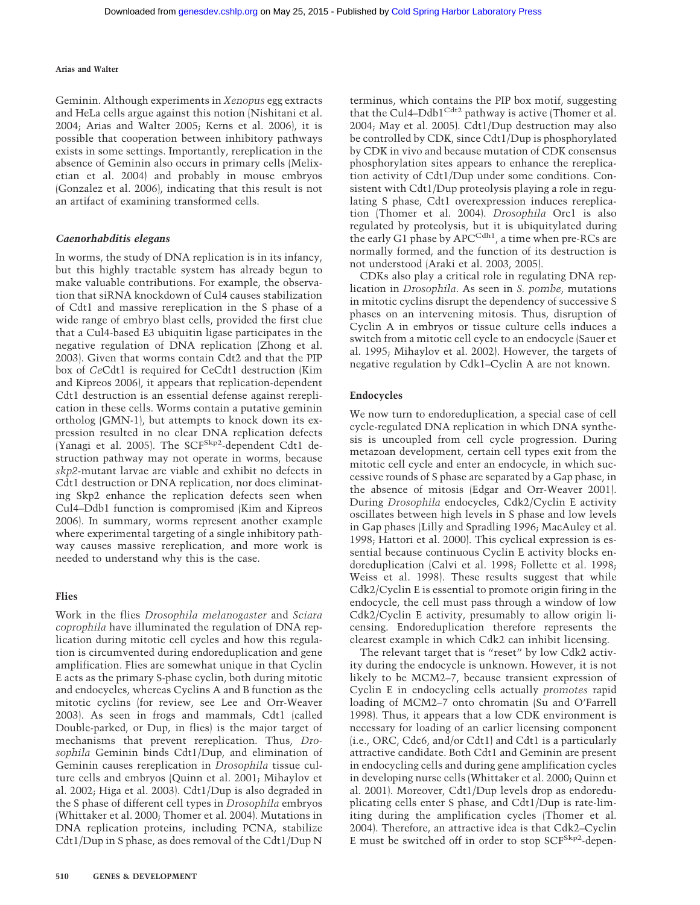Geminin. Although experiments in *Xenopus* egg extracts and HeLa cells argue against this notion (Nishitani et al. 2004; Arias and Walter 2005; Kerns et al. 2006), it is possible that cooperation between inhibitory pathways exists in some settings. Importantly, rereplication in the absence of Geminin also occurs in primary cells (Melixetian et al. 2004) and probably in mouse embryos (Gonzalez et al. 2006), indicating that this result is not an artifact of examining transformed cells.

### *Caenorhabditis elegans*

In worms, the study of DNA replication is in its infancy, but this highly tractable system has already begun to make valuable contributions. For example, the observation that siRNA knockdown of Cul4 causes stabilization of Cdt1 and massive rereplication in the S phase of a wide range of embryo blast cells, provided the first clue that a Cul4-based E3 ubiquitin ligase participates in the negative regulation of DNA replication (Zhong et al. 2003). Given that worms contain Cdt2 and that the PIP box of *Ce*Cdt1 is required for CeCdt1 destruction (Kim and Kipreos 2006), it appears that replication-dependent Cdt1 destruction is an essential defense against rereplication in these cells. Worms contain a putative geminin ortholog (GMN-1), but attempts to knock down its expression resulted in no clear DNA replication defects (Yanagi et al. 2005). The $SCF^{Skp2}$-dependent Cdt1 destruction pathway may not operate in worms, because *skp2*-mutant larvae are viable and exhibit no defects in Cdt1 destruction or DNA replication, nor does eliminating Skp2 enhance the replication defects seen when Cul4–Ddb1 function is compromised (Kim and Kipreos 2006). In summary, worms represent another example where experimental targeting of a single inhibitory pathway causes massive rereplication, and more work is needed to understand why this is the case.

### Flies

Work in the flies *Drosophila melanogaster* and *Sciara coprophila* have illuminated the regulation of DNA replication during mitotic cell cycles and how this regulation is circumvented during endoreduplication and gene amplification. Flies are somewhat unique in that Cyclin E acts as the primary S-phase cyclin, both during mitotic and endocycles, whereas Cyclins A and B function as the mitotic cyclins (for review, see Lee and Orr-Weaver 2003). As seen in frogs and mammals, Cdt1 (called Double-parked, or Dup, in flies) is the major target of mechanisms that prevent rereplication. Thus, *Drosophila* Geminin binds Cdt1/Dup, and elimination of Geminin causes rereplication in *Drosophila* tissue culture cells and embryos (Quinn et al. 2001; Mihaylov et al. 2002; Higa et al. 2003). Cdt1/Dup is also degraded in the S phase of different cell types in *Drosophila* embryos (Whittaker et al. 2000; Thomer et al. 2004). Mutations in DNA replication proteins, including PCNA, stabilize Cdt1/Dup in S phase, as does removal of the Cdt1/Dup N terminus, which contains the PIP box motif, suggesting that the $Cul4–Ddb1^{Cdt2}$ pathway is active (Thomer et al. 2004; May et al. 2005). Cdt1/Dup destruction may also be controlled by CDK, since Cdt1/Dup is phosphorylated by CDK in vivo and because mutation of CDK consensus phosphorylation sites appears to enhance the rereplication activity of Cdt1/Dup under some conditions. Consistent with Cdt1/Dup proteolysis playing a role in regulating S phase, Cdt1 overexpression induces rereplication (Thomer et al. 2004). *Drosophila* Orc1 is also regulated by proteolysis, but it is ubiquitylated during the early G1 phase by $APC^{Cdh1}$, a time when pre-RCs are normally formed, and the function of its destruction is not understood (Araki et al. 2003, 2005).

CDKs also play a critical role in regulating DNA replication in *Drosophila*. As seen in *S. pombe*, mutations in mitotic cyclins disrupt the dependency of successive S phases on an intervening mitosis. Thus, disruption of Cyclin A in embryos or tissue culture cells induces a switch from a mitotic cell cycle to an endocycle (Sauer et al. 1995; Mihaylov et al. 2002). However, the targets of negative regulation by Cdk1–Cyclin A are not known.

### Endocycles

We now turn to endoreduplication, a special case of cell cycle-regulated DNA replication in which DNA synthesis is uncoupled from cell cycle progression. During metazoan development, certain cell types exit from the mitotic cell cycle and enter an endocycle, in which successive rounds of S phase are separated by a Gap phase, in the absence of mitosis (Edgar and Orr-Weaver 2001). During *Drosophila* endocycles, Cdk2/Cyclin E activity oscillates between high levels in S phase and low levels in Gap phases (Lilly and Spradling 1996; MacAuley et al. 1998; Hattori et al. 2000). This cyclical expression is essential because continuous Cyclin E activity blocks endoreduplication (Calvi et al. 1998; Follette et al. 1998; Weiss et al. 1998). These results suggest that while Cdk2/Cyclin E is essential to promote origin firing in the endocycle, the cell must pass through a window of low Cdk2/Cyclin E activity, presumably to allow origin licensing. Endoreduplication therefore represents the clearest example in which Cdk2 can inhibit licensing.

The relevant target that is "reset" by low Cdk2 activity during the endocycle is unknown. However, it is not likely to be MCM2–7, because transient expression of Cyclin E in endocycling cells actually *promotes* rapid loading of MCM2–7 onto chromatin (Su and O'Farrell 1998). Thus, it appears that a low CDK environment is necessary for loading of an earlier licensing component (i.e., ORC, Cdc6, and/or Cdt1) and Cdt1 is a particularly attractive candidate. Both Cdt1 and Geminin are present in endocycling cells and during gene amplification cycles in developing nurse cells (Whittaker et al. 2000; Quinn et al. 2001). Moreover, Cdt1/Dup levels drop as endoreduplicating cells enter S phase, and Cdt1/Dup is rate-limiting during the amplification cycles (Thomer et al. 2004). Therefore, an attractive idea is that Cdk2–Cyclin E must be switched off in order to stop $SCF^{Skp2}$-depen-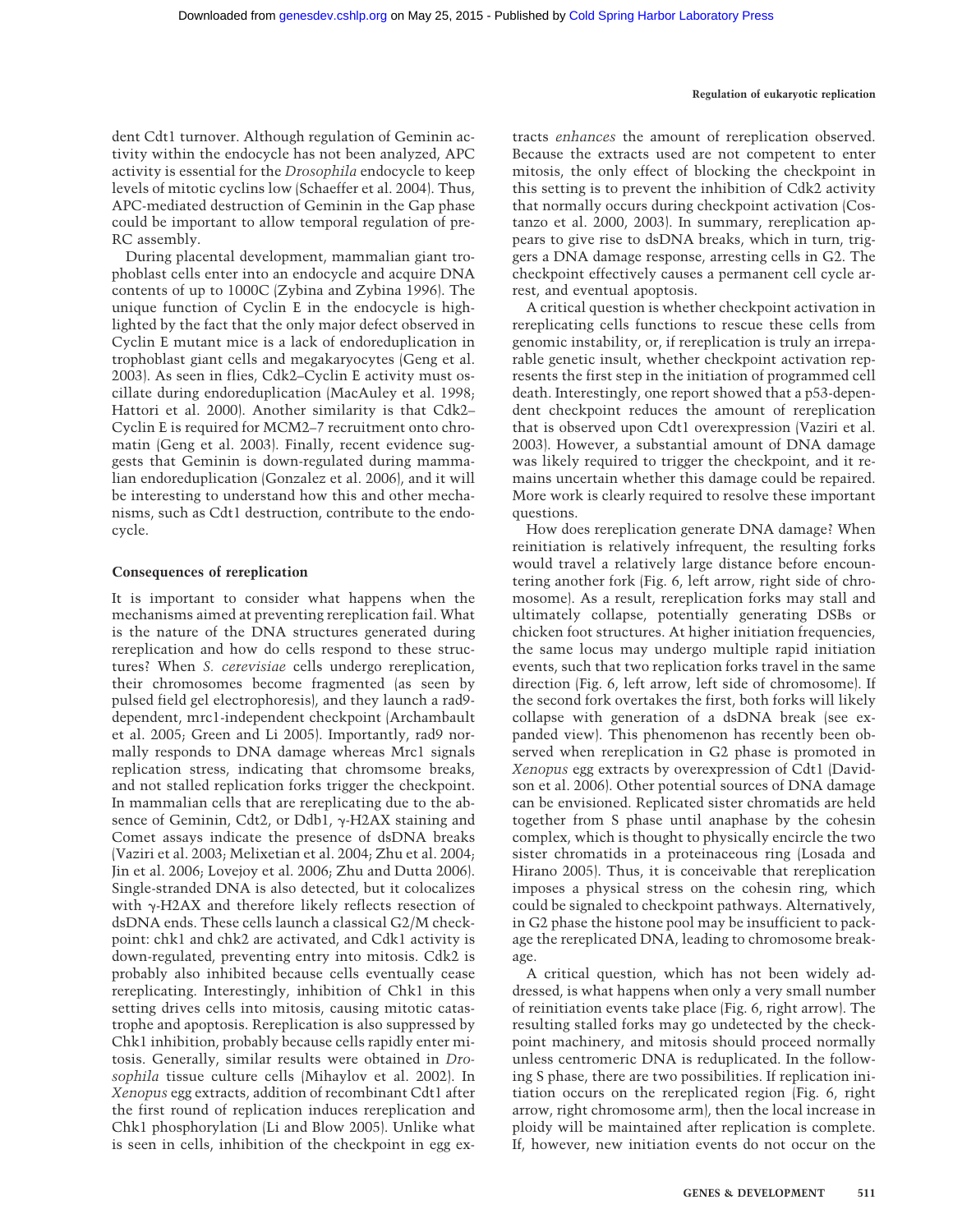dent Cdt1 turnover. Although regulation of Geminin activity within the endocycle has not been analyzed, APC activity is essential for the *Drosophila* endocycle to keep levels of mitotic cyclins low (Schaeffer et al. 2004). Thus, APC-mediated destruction of Geminin in the Gap phase could be important to allow temporal regulation of pre-RC assembly.

During placental development, mammalian giant trophoblast cells enter into an endocycle and acquire DNA contents of up to 1000C (Zybina and Zybina 1996). The unique function of Cyclin E in the endocycle is highlighted by the fact that the only major defect observed in Cyclin E mutant mice is a lack of endoreduplication in trophoblast giant cells and megakaryocytes (Geng et al. 2003). As seen in flies, Cdk2–Cyclin E activity must oscillate during endoreduplication (MacAuley et al. 1998; Hattori et al. 2000). Another similarity is that Cdk2–Cyclin E is required for MCM2–7 recruitment onto chromatin (Geng et al. 2003). Finally, recent evidence suggests that Geminin is down-regulated during mammalian endoreduplication (Gonzalez et al. 2006), and it will be interesting to understand how this and other mechanisms, such as Cdt1 destruction, contribute to the endocycle.

### Consequences of rereplication

It is important to consider what happens when the mechanisms aimed at preventing rereplication fail. What is the nature of the DNA structures generated during rereplication and how do cells respond to these structures? When *S. cerevisiae* cells undergo rereplication, their chromosomes become fragmented (as seen by pulsed field gel electrophoresis), and they launch a rad9-dependent, mrc1-independent checkpoint (Archambault et al. 2005; Green and Li 2005). Importantly, rad9 normally responds to DNA damage whereas Mrc1 signals replication stress, indicating that chromsome breaks, and not stalled replication forks trigger the checkpoint. In mammalian cells that are rereplicating due to the absence of Geminin, Cdt2, or Ddb1, γ-H2AX staining and Comet assays indicate the presence of dsDNA breaks (Vaziri et al. 2003; Melixetian et al. 2004; Zhu et al. 2004; Jin et al. 2006; Lovejoy et al. 2006; Zhu and Dutta 2006). Single-stranded DNA is also detected, but it colocalizes with γ-H2AX and therefore likely reflects resection of dsDNA ends. These cells launch a classical G2/M checkpoint: chk1 and chk2 are activated, and Cdk1 activity is down-regulated, preventing entry into mitosis. Cdk2 is probably also inhibited because cells eventually cease rereplicating. Interestingly, inhibition of Chk1 in this setting drives cells into mitosis, causing mitotic catastrophe and apoptosis. Rereplication is also suppressed by Chk1 inhibition, probably because cells rapidly enter mitosis. Generally, similar results were obtained in *Drosophila* tissue culture cells (Mihaylov et al. 2002). In *Xenopus* egg extracts, addition of recombinant Cdt1 after the first round of replication induces rereplication and Chk1 phosphorylation (Li and Blow 2005). Unlike what is seen in cells, inhibition of the checkpoint in egg extracts *enhances* the amount of rereplication observed. Because the extracts used are not competent to enter mitosis, the only effect of blocking the checkpoint in this setting is to prevent the inhibition of Cdk2 activity that normally occurs during checkpoint activation (Costanzo et al. 2000, 2003). In summary, rereplication appears to give rise to dsDNA breaks, which in turn, triggers a DNA damage response, arresting cells in G2. The checkpoint effectively causes a permanent cell cycle arrest, and eventual apoptosis.

A critical question is whether checkpoint activation in rereplicating cells functions to rescue these cells from genomic instability, or, if rereplication is truly an irreparable genetic insult, whether checkpoint activation represents the first step in the initiation of programmed cell death. Interestingly, one report showed that a p53-dependent checkpoint reduces the amount of rereplication that is observed upon Cdt1 overexpression (Vaziri et al. 2003). However, a substantial amount of DNA damage was likely required to trigger the checkpoint, and it remains uncertain whether this damage could be repaired. More work is clearly required to resolve these important questions.

How does rereplication generate DNA damage? When reinitiation is relatively infrequent, the resulting forks would travel a relatively large distance before encountering another fork (Fig. 6, left arrow, right side of chromosome). As a result, rereplication forks may stall and ultimately collapse, potentially generating DSBs or chicken foot structures. At higher initiation frequencies, the same locus may undergo multiple rapid initiation events, such that two replication forks travel in the same direction (Fig. 6, left arrow, left side of chromosome). If the second fork overtakes the first, both forks will likely collapse with generation of a dsDNA break (see expanded view). This phenomenon has recently been observed when rereplication in G2 phase is promoted in *Xenopus* egg extracts by overexpression of Cdt1 (Davidson et al. 2006). Other potential sources of DNA damage can be envisioned. Replicated sister chromatids are held together from S phase until anaphase by the cohesin complex, which is thought to physically encircle the two sister chromatids in a proteinaceous ring (Losada and Hirano 2005). Thus, it is conceivable that rereplication imposes a physical stress on the cohesin ring, which could be signaled to checkpoint pathways. Alternatively, in G2 phase the histone pool may be insufficient to package the rereplicated DNA, leading to chromosome breakage.

A critical question, which has not been widely addressed, is what happens when only a very small number of reinitiation events take place (Fig. 6, right arrow). The resulting stalled forks may go undetected by the checkpoint machinery, and mitosis should proceed normally unless centromeric DNA is reduplicated. In the following S phase, there are two possibilities. If replication initiation occurs on the rereplicated region (Fig. 6, right arrow, right chromosome arm), then the local increase in ploidy will be maintained after replication is complete. If, however, new initiation events do not occur on the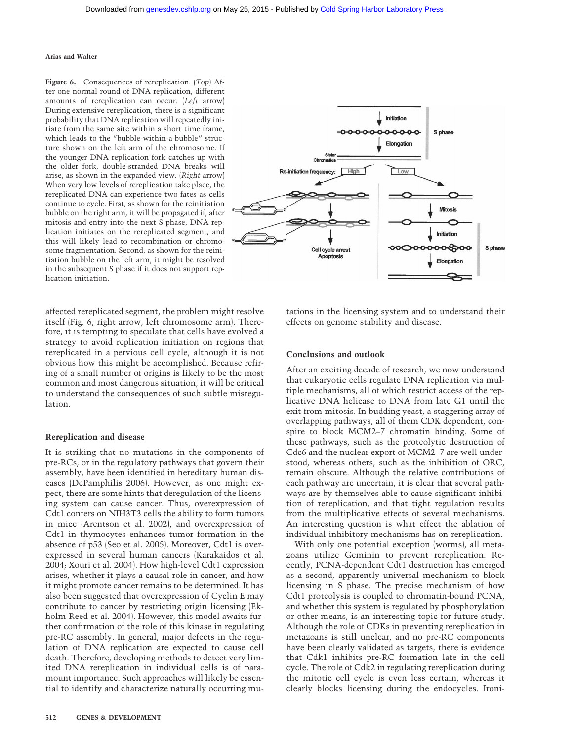**Figure 6.** Consequences of rereplication. (*Top*) After one normal round of DNA replication, different amounts of rereplication can occur. (*Left* arrow) During extensive rereplication, there is a significant probability that DNA replication will repeatedly initiate from the same site within a short time frame, which leads to the "bubble-within-a-bubble" structure shown on the left arm of the chromosome. If the younger DNA replication fork catches up with the older fork, double-stranded DNA breaks will arise, as shown in the expanded view. (*Right* arrow) When very low levels of rereplication take place, the rereplicated DNA can experience two fates as cells continue to cycle. First, as shown for the reinitiation bubble on the right arm, it will be propagated if, after mitosis and entry into the next S phase, DNA replication initiates on the rereplicated segment, and this will likely lead to recombination or chromosome fragmentation. Second, as shown for the reinitiation bubble on the left arm, it might be resolved in the subsequent S phase if it does not support replication initiation.

affected rereplicated segment, the problem might resolve itself (Fig. 6, right arrow, left chromosome arm). Therefore, it is tempting to speculate that cells have evolved a strategy to avoid replication initiation on regions that rereplicated in a pervious cell cycle, although it is not obvious how this might be accomplished. Because refiring of a small number of origins is likely to be the most common and most dangerous situation, it will be critical to understand the consequences of such subtle misregulation.

### Rereplication and disease

It is striking that no mutations in the components of pre-RCs, or in the regulatory pathways that govern their assembly, have been identified in hereditary human diseases (DePamphilis 2006). However, as one might expect, there are some hints that deregulation of the licensing system can cause cancer. Thus, overexpression of Cdt1 confers on NIH3T3 cells the ability to form tumors in mice (Arentson et al. 2002), and overexpression of Cdt1 in thymocytes enhances tumor formation in the absence of p53 (Seo et al. 2005). Moreover, Cdt1 is overexpressed in several human cancers (Karakaidos et al. 2004; Xouri et al. 2004). How high-level Cdt1 expression arises, whether it plays a causal role in cancer, and how it might promote cancer remains to be determined. It has also been suggested that overexpression of Cyclin E may contribute to cancer by restricting origin licensing (Ekholm-Reed et al. 2004). However, this model awaits further confirmation of the role of this kinase in regulating pre-RC assembly. In general, major defects in the regulation of DNA replication are expected to cause cell death. Therefore, developing methods to detect very limited DNA rereplication in individual cells is of paramount importance. Such approaches will likely be essential to identify and characterize naturally occurring mutations in the licensing system and to understand their effects on genome stability and disease.

### Conclusions and outlook

After an exciting decade of research, we now understand that eukaryotic cells regulate DNA replication via multiple mechanisms, all of which restrict access of the replicative DNA helicase to DNA from late G1 until the exit from mitosis. In budding yeast, a staggering array of overlapping pathways, all of them CDK dependent, conspire to block MCM2–7 chromatin binding. Some of these pathways, such as the proteolytic destruction of Cdc6 and the nuclear export of MCM2–7 are well understood, whereas others, such as the inhibition of ORC, remain obscure. Although the relative contributions of each pathway are uncertain, it is clear that several pathways are by themselves able to cause significant inhibition of rereplication, and that tight regulation results from the multiplicative effects of several mechanisms. An interesting question is what effect the ablation of individual inhibitory mechanisms has on rereplication.

With only one potential exception (worms), all metazoans utilize Geminin to prevent rereplication. Recently, PCNA-dependent Cdt1 destruction has emerged as a second, apparently universal mechanism to block licensing in S phase. The precise mechanism of how Cdt1 proteolysis is coupled to chromatin-bound PCNA, and whether this system is regulated by phosphorylation or other means, is an interesting topic for future study. Although the role of CDKs in preventing rereplication in metazoans is still unclear, and no pre-RC components have been clearly validated as targets, there is evidence that Cdk1 inhibits pre-RC formation late in the cell cycle. The role of Cdk2 in regulating rereplication during the mitotic cell cycle is even less certain, whereas it clearly blocks licensing during the endocycles. Ironi-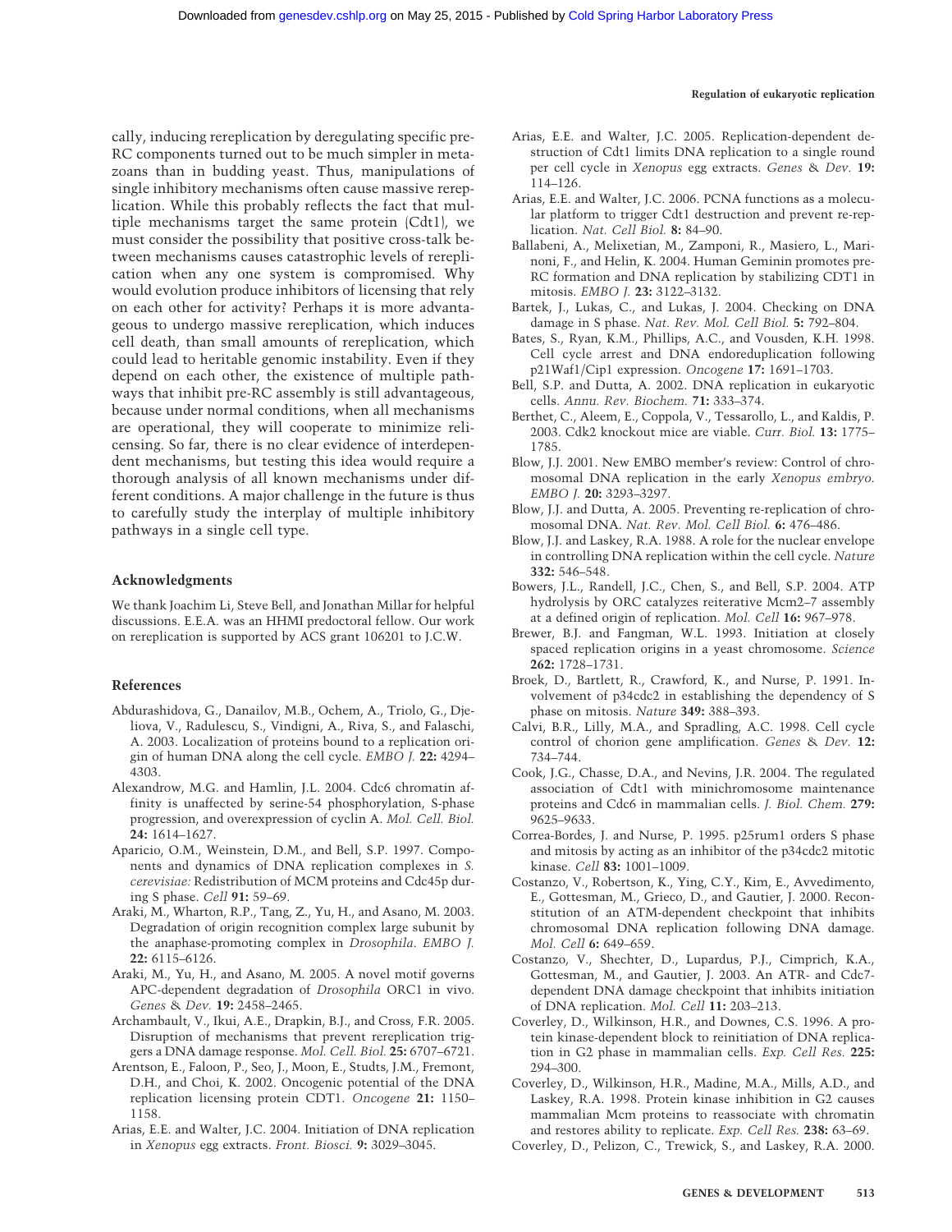cally, inducing rereplication by deregulating specific pre-RC components turned out to be much simpler in metazoans than in budding yeast. Thus, manipulations of single inhibitory mechanisms often cause massive rereplication. While this probably reflects the fact that multiple mechanisms target the same protein (Cdt1), we must consider the possibility that positive cross-talk between mechanisms causes catastrophic levels of rereplication when any one system is compromised. Why would evolution produce inhibitors of licensing that rely on each other for activity? Perhaps it is more advantageous to undergo massive rereplication, which induces cell death, than small amounts of rereplication, which could lead to heritable genomic instability. Even if they depend on each other, the existence of multiple pathways that inhibit pre-RC assembly is still advantageous, because under normal conditions, when all mechanisms are operational, they will cooperate to minimize relicensing. So far, there is no clear evidence of interdependent mechanisms, but testing this idea would require a thorough analysis of all known mechanisms under different conditions. A major challenge in the future is thus to carefully study the interplay of multiple inhibitory pathways in a single cell type.

### Acknowledgments

We thank Joachim Li, Steve Bell, and Jonathan Millar for helpful discussions. E.E.A. was an HHMI predoctoral fellow. Our work on rereplication is supported by ACS grant 106201 to J.C.W.

### References

Abdurashidova, G., Danailov, M.B., Ochem, A., Triolo, G., Djeliova, V., Radulescu, S., Vindigni, A., Riva, S., and Falaschi, A. 2003. Localization of proteins bound to a replication origin of human DNA along the cell cycle. *EMBO J.* **22:** 4294–4303.

Alexandrow, M.G. and Hamlin, J.L. 2004. Cdc6 chromatin affinity is unaffected by serine-54 phosphorylation, S-phase progression, and overexpression of cyclin A. *Mol. Cell. Biol.* **24:** 1614–1627.

Aparicio, O.M., Weinstein, D.M., and Bell, S.P. 1997. Components and dynamics of DNA replication complexes in *S. cerevisiae:* Redistribution of MCM proteins and Cdc45p during S phase. *Cell* **91:** 59–69.

Araki, M., Wharton, R.P., Tang, Z., Yu, H., and Asano, M. 2003. Degradation of origin recognition complex large subunit by the anaphase-promoting complex in *Drosophila*. *EMBO J.* **22:** 6115–6126.

Araki, M., Yu, H., and Asano, M. 2005. A novel motif governs APC-dependent degradation of *Drosophila* ORC1 in vivo. *Genes & Dev.* **19:** 2458–2465.

Archambault, V., Ikui, A.E., Drapkin, B.J., and Cross, F.R. 2005. Disruption of mechanisms that prevent rereplication triggers a DNA damage response. *Mol. Cell. Biol.* **25:** 6707–6721.

Arentson, E., Faloon, P., Seo, J., Moon, E., Studts, J.M., Fremont, D.H., and Choi, K. 2002. Oncogenic potential of the DNA replication licensing protein CDT1. *Oncogene* **21:** 1150–1158.

Arias, E.E. and Walter, J.C. 2004. Initiation of DNA replication in *Xenopus* egg extracts. *Front. Biosci.* **9:** 3029–3045.

Arias, E.E. and Walter, J.C. 2005. Replication-dependent destruction of Cdt1 limits DNA replication to a single round per cell cycle in *Xenopus* egg extracts. *Genes & Dev.* **19:** 114–126.

Arias, E.E. and Walter, J.C. 2006. PCNA functions as a molecular platform to trigger Cdt1 destruction and prevent re-replication. *Nat. Cell Biol.* **8:** 84–90.

Ballabeni, A., Melixetian, M., Zamponi, R., Masiero, L., Marinoni, F., and Helin, K. 2004. Human Geminin promotes pre-RC formation and DNA replication by stabilizing CDT1 in mitosis. *EMBO J.* **23:** 3122–3132.

Bartek, J., Lukas, C., and Lukas, J. 2004. Checking on DNA damage in S phase. *Nat. Rev. Mol. Cell Biol.* **5:** 792–804.

Bates, S., Ryan, K.M., Phillips, A.C., and Vousden, K.H. 1998. Cell cycle arrest and DNA endoreduplication following p21Waf1/Cip1 expression. *Oncogene* **17:** 1691–1703.

Bell, S.P. and Dutta, A. 2002. DNA replication in eukaryotic cells. *Annu. Rev. Biochem.* **71:** 333–374.

Berthet, C., Aleem, E., Coppola, V., Tessarollo, L., and Kaldis, P. 2003. Cdk2 knockout mice are viable. *Curr. Biol.* **13:** 1775–1785.

Blow, J.J. 2001. New EMBO member's review: Control of chromosomal DNA replication in the early *Xenopus embryo*. *EMBO J.* **20:** 3293–3297.

Blow, J.J. and Dutta, A. 2005. Preventing re-replication of chromosomal DNA. *Nat. Rev. Mol. Cell Biol.* **6:** 476–486.

Blow, J.J. and Laskey, R.A. 1988. A role for the nuclear envelope in controlling DNA replication within the cell cycle. *Nature* **332:** 546–548.

Bowers, J.L., Randell, J.C., Chen, S., and Bell, S.P. 2004. ATP hydrolysis by ORC catalyzes reiterative Mcm2–7 assembly at a defined origin of replication. *Mol. Cell* **16:** 967–978.

Brewer, B.J. and Fangman, W.L. 1993. Initiation at closely spaced replication origins in a yeast chromosome. *Science* **262:** 1728–1731.

Broek, D., Bartlett, R., Crawford, K., and Nurse, P. 1991. Involvement of p34cdc2 in establishing the dependency of S phase on mitosis. *Nature* **349:** 388–393.

Calvi, B.R., Lilly, M.A., and Spradling, A.C. 1998. Cell cycle control of chorion gene amplification. *Genes & Dev.* **12:** 734–744.

Cook, J.G., Chasse, D.A., and Nevins, J.R. 2004. The regulated association of Cdt1 with minichromosome maintenance proteins and Cdc6 in mammalian cells. *J. Biol. Chem.* **279:** 9625–9633.

Correa-Bordes, J. and Nurse, P. 1995. p25rum1 orders S phase and mitosis by acting as an inhibitor of the p34cdc2 mitotic kinase. *Cell* **83:** 1001–1009.

Costanzo, V., Robertson, K., Ying, C.Y., Kim, E., Avvedimento, E., Gottesman, M., Grieco, D., and Gautier, J. 2000. Reconstitution of an ATM-dependent checkpoint that inhibits chromosomal DNA replication following DNA damage. *Mol. Cell* **6:** 649–659.

Costanzo, V., Shechter, D., Lupardus, P.J., Cimprich, K.A., Gottesman, M., and Gautier, J. 2003. An ATR- and Cdc7-dependent DNA damage checkpoint that inhibits initiation of DNA replication. *Mol. Cell* **11:** 203–213.

Coverley, D., Wilkinson, H.R., and Downes, C.S. 1996. A protein kinase-dependent block to reinitiation of DNA replication in G2 phase in mammalian cells. *Exp. Cell Res.* **225:** 294–300.

Coverley, D., Wilkinson, H.R., Madine, M.A., Mills, A.D., and Laskey, R.A. 1998. Protein kinase inhibition in G2 causes mammalian Mcm proteins to reassociate with chromatin and restores ability to replicate. *Exp. Cell Res.* **238:** 63–69.

Coverley, D., Pelizon, C., Trewick, S., and Laskey, R.A. 2000.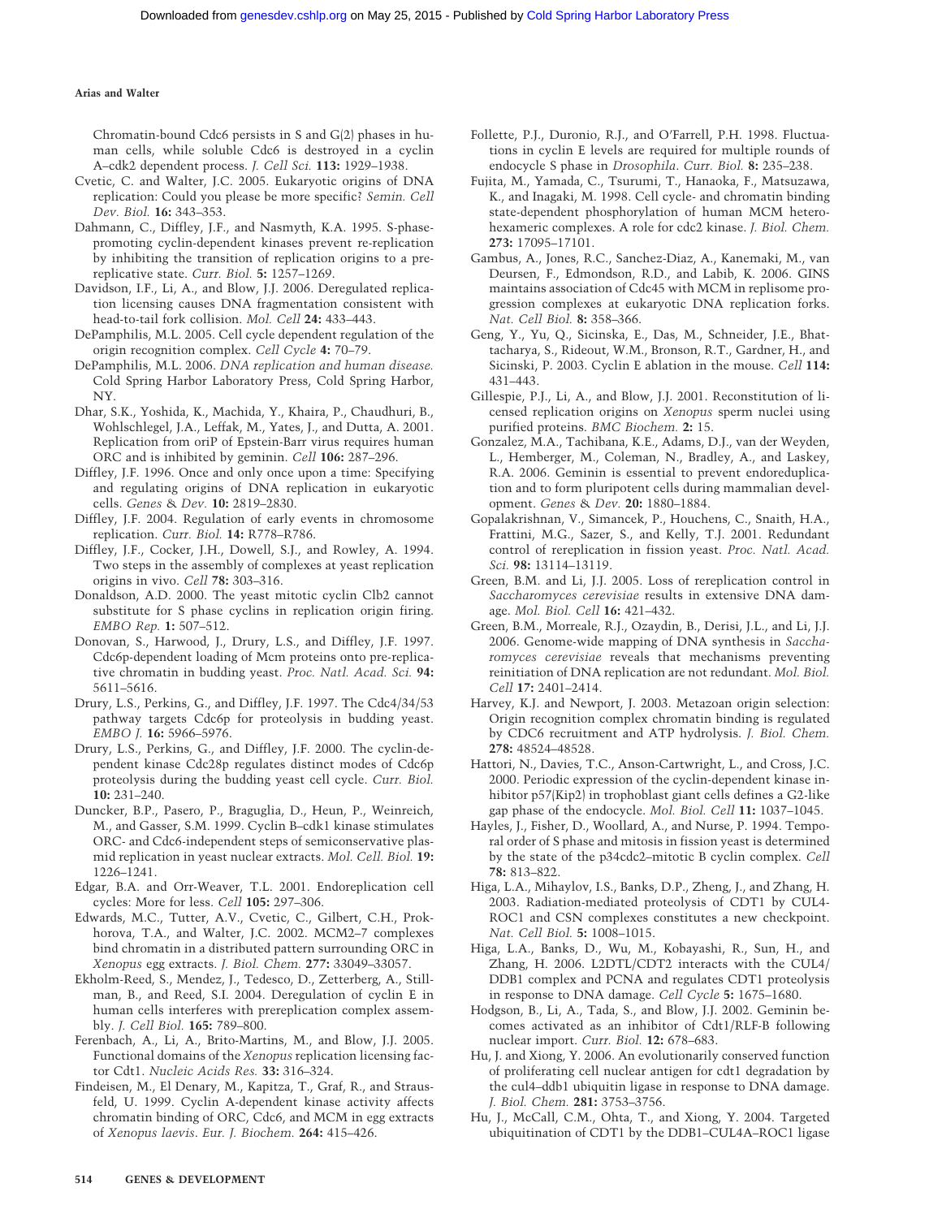Chromatin-bound Cdc6 persists in S and G(2) phases in human cells, while soluble Cdc6 is destroyed in a cyclin A–cdk2 dependent process. *J. Cell Sci.* **113:** 1929–1938.

Cvetic, C. and Walter, J.C. 2005. Eukaryotic origins of DNA replication: Could you please be more specific? *Semin. Cell Dev. Biol.* **16:** 343–353.

Dahmann, C., Diffley, J.F., and Nasmyth, K.A. 1995. S-phase-promoting cyclin-dependent kinases prevent re-replication by inhibiting the transition of replication origins to a pre-replicative state. *Curr. Biol.* **5:** 1257–1269.

Davidson, I.F., Li, A., and Blow, J.J. 2006. Deregulated replication licensing causes DNA fragmentation consistent with head-to-tail fork collision. *Mol. Cell* **24:** 433–443.

DePamphilis, M.L. 2005. Cell cycle dependent regulation of the origin recognition complex. *Cell Cycle* **4:** 70–79.

DePamphilis, M.L. 2006. *DNA replication and human disease.* Cold Spring Harbor Laboratory Press, Cold Spring Harbor, NY.

Dhar, S.K., Yoshida, K., Machida, Y., Khaira, P., Chaudhuri, B., Wohlschlegel, J.A., Leffak, M., Yates, J., and Dutta, A. 2001. Replication from oriP of Epstein-Barr virus requires human ORC and is inhibited by geminin. *Cell* **106:** 287–296.

Diffley, J.F. 1996. Once and only once upon a time: Specifying and regulating origins of DNA replication in eukaryotic cells. *Genes & Dev.* **10:** 2819–2830.

Diffley, J.F. 2004. Regulation of early events in chromosome replication. *Curr. Biol.* **14:** R778–R786.

Diffley, J.F., Cocker, J.H., Dowell, S.J., and Rowley, A. 1994. Two steps in the assembly of complexes at yeast replication origins in vivo. *Cell* **78:** 303–316.

Donaldson, A.D. 2000. The yeast mitotic cyclin Clb2 cannot substitute for S phase cyclins in replication origin firing. *EMBO Rep.* **1:** 507–512.

Donovan, S., Harwood, J., Drury, L.S., and Diffley, J.F. 1997. Cdc6p-dependent loading of Mcm proteins onto pre-replicative chromatin in budding yeast. *Proc. Natl. Acad. Sci.* **94:** 5611–5616.

Drury, L.S., Perkins, G., and Diffley, J.F. 1997. The Cdc4/34/53 pathway targets Cdc6p for proteolysis in budding yeast. *EMBO J.* **16:** 5966–5976.

Drury, L.S., Perkins, G., and Diffley, J.F. 2000. The cyclin-dependent kinase Cdc28p regulates distinct modes of Cdc6p proteolysis during the budding yeast cell cycle. *Curr. Biol.* **10:** 231–240.

Duncker, B.P., Pasero, P., Braguglia, D., Heun, P., Weinreich, M., and Gasser, S.M. 1999. Cyclin B–cdk1 kinase stimulates ORC- and Cdc6-independent steps of semiconservative plasmid replication in yeast nuclear extracts. *Mol. Cell. Biol.* **19:** 1226–1241.

Edgar, B.A. and Orr-Weaver, T.L. 2001. Endoreplication cell cycles: More for less. *Cell* **105:** 297–306.

Edwards, M.C., Tutter, A.V., Cvetic, C., Gilbert, C.H., Prokhorova, T.A., and Walter, J.C. 2002. MCM2–7 complexes bind chromatin in a distributed pattern surrounding ORC in *Xenopus* egg extracts. *J. Biol. Chem.* **277:** 33049–33057.

Ekholm-Reed, S., Mendez, J., Tedesco, D., Zetterberg, A., Stillman, B., and Reed, S.I. 2004. Deregulation of cyclin E in human cells interferes with prereplication complex assembly. *J. Cell Biol.* **165:** 789–800.

Ferenbach, A., Li, A., Brito-Martins, M., and Blow, J.J. 2005. Functional domains of the *Xenopus* replication licensing factor Cdt1. *Nucleic Acids Res.* **33:** 316–324.

Findeisen, M., El Denary, M., Kapitza, T., Graf, R., and Strausfeld, U. 1999. Cyclin A-dependent kinase activity affects chromatin binding of ORC, Cdc6, and MCM in egg extracts of *Xenopus laevis*. *Eur. J. Biochem.* **264:** 415–426.

Follette, P.J., Duronio, R.J., and O'Farrell, P.H. 1998. Fluctuations in cyclin E levels are required for multiple rounds of endocycle S phase in *Drosophila*. *Curr. Biol.* **8:** 235–238.

Fujita, M., Yamada, C., Tsurumi, T., Hanaoka, F., Matsuzawa, K., and Inagaki, M. 1998. Cell cycle- and chromatin binding state-dependent phosphorylation of human MCM heterohexameric complexes. A role for cdc2 kinase. *J. Biol. Chem.* **273:** 17095–17101.

Gambus, A., Jones, R.C., Sanchez-Diaz, A., Kanemaki, M., van Deursen, F., Edmondson, R.D., and Labib, K. 2006. GINS maintains association of Cdc45 with MCM in replisome progression complexes at eukaryotic DNA replication forks. *Nat. Cell Biol.* **8:** 358–366.

Geng, Y., Yu, Q., Sicinska, E., Das, M., Schneider, J.E., Bhattacharya, S., Rideout, W.M., Bronson, R.T., Gardner, H., and Sicinski, P. 2003. Cyclin E ablation in the mouse. *Cell* **114:** 431–443.

Gillespie, P.J., Li, A., and Blow, J.J. 2001. Reconstitution of licensed replication origins on *Xenopus* sperm nuclei using purified proteins. *BMC Biochem.* **2:** 15.

Gonzalez, M.A., Tachibana, K.E., Adams, D.J., van der Weyden, L., Hemberger, M., Coleman, N., Bradley, A., and Laskey, R.A. 2006. Geminin is essential to prevent endoreduplication and to form pluripotent cells during mammalian development. *Genes & Dev.* **20:** 1880–1884.

Gopalakrishnan, V., Simancek, P., Houchens, C., Snaith, H.A., Frattini, M.G., Sazer, S., and Kelly, T.J. 2001. Redundant control of rereplication in fission yeast. *Proc. Natl. Acad. Sci.* **98:** 13114–13119.

Green, B.M. and Li, J.J. 2005. Loss of rereplication control in *Saccharomyces cerevisiae* results in extensive DNA damage. *Mol. Biol. Cell* **16:** 421–432.

Green, B.M., Morreale, R.J., Ozaydin, B., Derisi, J.L., and Li, J.J. 2006. Genome-wide mapping of DNA synthesis in *Saccharomyces cerevisiae* reveals that mechanisms preventing reinitiation of DNA replication are not redundant. *Mol. Biol. Cell* **17:** 2401–2414.

Harvey, K.J. and Newport, J. 2003. Metazoan origin selection: Origin recognition complex chromatin binding is regulated by CDC6 recruitment and ATP hydrolysis. *J. Biol. Chem.* **278:** 48524–48528.

Hattori, N., Davies, T.C., Anson-Cartwright, L., and Cross, J.C. 2000. Periodic expression of the cyclin-dependent kinase inhibitor p57(Kip2) in trophoblast giant cells defines a G2-like gap phase of the endocycle. *Mol. Biol. Cell* **11:** 1037–1045.

Hayles, J., Fisher, D., Woollard, A., and Nurse, P. 1994. Temporal order of S phase and mitosis in fission yeast is determined by the state of the p34cdc2–mitotic B cyclin complex. *Cell* **78:** 813–822.

Higa, L.A., Mihaylov, I.S., Banks, D.P., Zheng, J., and Zhang, H. 2003. Radiation-mediated proteolysis of CDT1 by CUL4-ROC1 and CSN complexes constitutes a new checkpoint. *Nat. Cell Biol.* **5:** 1008–1015.

Higa, L.A., Banks, D., Wu, M., Kobayashi, R., Sun, H., and Zhang, H. 2006. L2DTL/CDT2 interacts with the CUL4/DDB1 complex and PCNA and regulates CDT1 proteolysis in response to DNA damage. *Cell Cycle* **5:** 1675–1680.

Hodgson, B., Li, A., Tada, S., and Blow, J.J. 2002. Geminin becomes activated as an inhibitor of Cdt1/RLF-B following nuclear import. *Curr. Biol.* **12:** 678–683.

Hu, J. and Xiong, Y. 2006. An evolutionarily conserved function of proliferating cell nuclear antigen for cdt1 degradation by the cul4–ddb1 ubiquitin ligase in response to DNA damage. *J. Biol. Chem.* **281:** 3753–3756.

Hu, J., McCall, C.M., Ohta, T., and Xiong, Y. 2004. Targeted ubiquitination of CDT1 by the DDB1–CUL4A–ROC1 ligase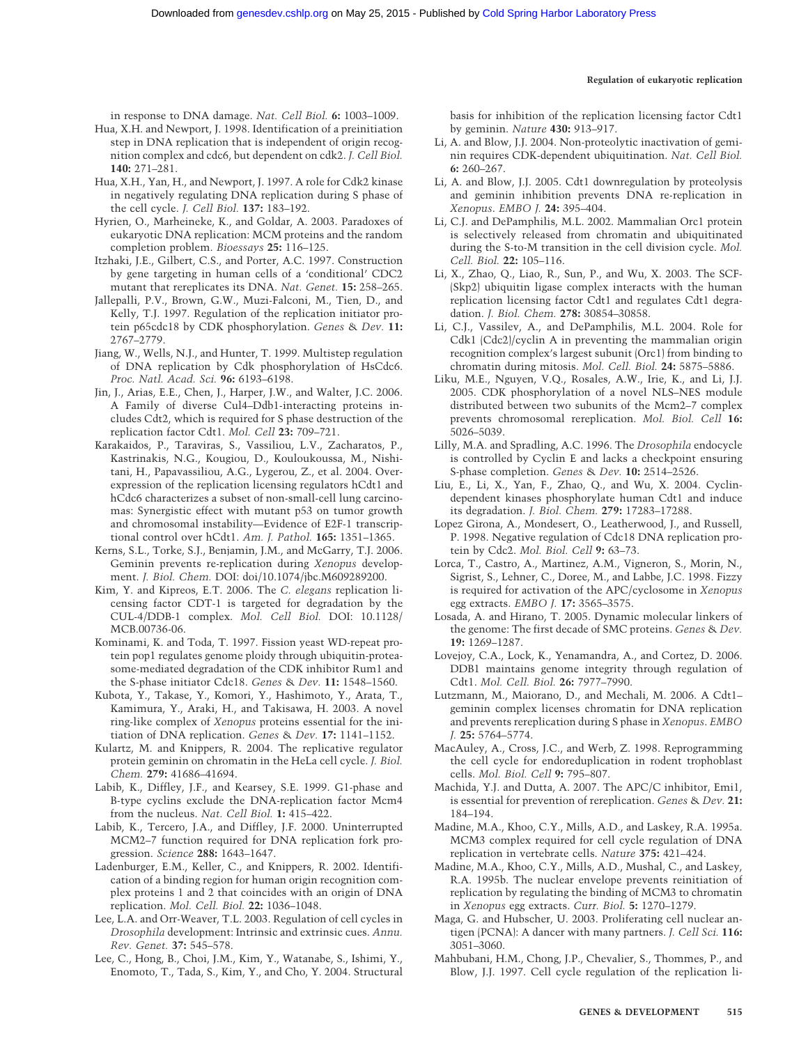in response to DNA damage. *Nat. Cell Biol.* **6:** 1003–1009.

Hua, X.H. and Newport, J. 1998. Identification of a preinitiation step in DNA replication that is independent of origin recognition complex and cdc6, but dependent on cdk2. *J. Cell Biol.* **140:** 271–281.

Hua, X.H., Yan, H., and Newport, J. 1997. A role for Cdk2 kinase in negatively regulating DNA replication during S phase of the cell cycle. *J. Cell Biol.* **137:** 183–192.

Hyrien, O., Marheineke, K., and Goldar, A. 2003. Paradoxes of eukaryotic DNA replication: MCM proteins and the random completion problem. *Bioessays* **25:** 116–125.

Itzhaki, J.E., Gilbert, C.S., and Porter, A.C. 1997. Construction by gene targeting in human cells of a 'conditional' CDC2 mutant that rereplicates its DNA. *Nat. Genet.* **15:** 258–265.

Jallepalli, P.V., Brown, G.W., Muzi-Falconi, M., Tien, D., and Kelly, T.J. 1997. Regulation of the replication initiator protein p65cdc18 by CDK phosphorylation. *Genes & Dev.* **11:** 2767–2779.

Jiang, W., Wells, N.J., and Hunter, T. 1999. Multistep regulation of DNA replication by Cdk phosphorylation of HsCdc6. *Proc. Natl. Acad. Sci.* **96:** 6193–6198.

Jin, J., Arias, E.E., Chen, J., Harper, J.W., and Walter, J.C. 2006. A Family of diverse Cul4–Ddb1-interacting proteins includes Cdt2, which is required for S phase destruction of the replication factor Cdt1. *Mol. Cell* **23:** 709–721.

Karakaidos, P., Taraviras, S., Vassiliou, L.V., Zacharatos, P., Kastrinakis, N.G., Kougiou, D., Kouloukoussa, M., Nishitani, H., Papavassiliou, A.G., Lygerou, Z., et al. 2004. Overexpression of the replication licensing regulators hCdt1 and hCdc6 characterizes a subset of non-small-cell lung carcinomas: Synergistic effect with mutant p53 on tumor growth and chromosomal instability—Evidence of E2F-1 transcriptional control over hCdt1. *Am. J. Pathol.* **165:** 1351–1365.

Kerns, S.L., Torke, S.J., Benjamin, J.M., and McGarry, T.J. 2006. Geminin prevents re-replication during *Xenopus* development. *J. Biol. Chem.* DOI: doi/10.1074/jbc.M609289200.

Kim, Y. and Kipreos, E.T. 2006. The *C. elegans* replication licensing factor CDT-1 is targeted for degradation by the CUL-4/DDB-1 complex. *Mol. Cell Biol.* DOI: 10.1128/MCB.00736-06.

Kominami, K. and Toda, T. 1997. Fission yeast WD-repeat protein pop1 regulates genome ploidy through ubiquitin-proteasome-mediated degradation of the CDK inhibitor Rum1 and the S-phase initiator Cdc18. *Genes & Dev.* **11:** 1548–1560.

Kubota, Y., Takase, Y., Komori, Y., Hashimoto, Y., Arata, T., Kamimura, Y., Araki, H., and Takisawa, H. 2003. A novel ring-like complex of *Xenopus* proteins essential for the initiation of DNA replication. *Genes & Dev.* **17:** 1141–1152.

Kulartz, M. and Knippers, R. 2004. The replicative regulator protein geminin on chromatin in the HeLa cell cycle. *J. Biol. Chem.* **279:** 41686–41694.

Labib, K., Diffley, J.F., and Kearsey, S.E. 1999. G1-phase and B-type cyclins exclude the DNA-replication factor Mcm4 from the nucleus. *Nat. Cell Biol.* **1:** 415–422.

Labib, K., Tercero, J.A., and Diffley, J.F. 2000. Uninterrupted MCM2–7 function required for DNA replication fork progression. *Science* **288:** 1643–1647.

Ladenburger, E.M., Keller, C., and Knippers, R. 2002. Identification of a binding region for human origin recognition complex proteins 1 and 2 that coincides with an origin of DNA replication. *Mol. Cell. Biol.* **22:** 1036–1048.

Lee, L.A. and Orr-Weaver, T.L. 2003. Regulation of cell cycles in *Drosophila* development: Intrinsic and extrinsic cues. *Annu. Rev. Genet.* **37:** 545–578.

Lee, C., Hong, B., Choi, J.M., Kim, Y., Watanabe, S., Ishimi, Y., Enomoto, T., Tada, S., Kim, Y., and Cho, Y. 2004. Structural basis for inhibition of the replication licensing factor Cdt1 by geminin. *Nature* **430:** 913–917.

Li, A. and Blow, J.J. 2004. Non-proteolytic inactivation of geminin requires CDK-dependent ubiquitination. *Nat. Cell Biol.* **6:** 260–267.

Li, A. and Blow, J.J. 2005. Cdt1 downregulation by proteolysis and geminin inhibition prevents DNA re-replication in *Xenopus*. *EMBO J.* **24:** 395–404.

Li, C.J. and DePamphilis, M.L. 2002. Mammalian Orc1 protein is selectively released from chromatin and ubiquitinated during the S-to-M transition in the cell division cycle. *Mol. Cell. Biol.* **22:** 105–116.

Li, X., Zhao, Q., Liao, R., Sun, P., and Wu, X. 2003. The SCF(Skp2) ubiquitin ligase complex interacts with the human replication licensing factor Cdt1 and regulates Cdt1 degradation. *J. Biol. Chem.* **278:** 30854–30858.

Li, C.J., Vassilev, A., and DePamphilis, M.L. 2004. Role for Cdk1 (Cdc2)/cyclin A in preventing the mammalian origin recognition complex's largest subunit (Orc1) from binding to chromatin during mitosis. *Mol. Cell. Biol.* **24:** 5875–5886.

Liku, M.E., Nguyen, V.Q., Rosales, A.W., Irie, K., and Li, J.J. 2005. CDK phosphorylation of a novel NLS–NES module distributed between two subunits of the Mcm2–7 complex prevents chromosomal rereplication. *Mol. Biol. Cell* **16:** 5026–5039.

Lilly, M.A. and Spradling, A.C. 1996. The *Drosophila* endocycle is controlled by Cyclin E and lacks a checkpoint ensuring S-phase completion. *Genes & Dev.* **10:** 2514–2526.

Liu, E., Li, X., Yan, F., Zhao, Q., and Wu, X. 2004. Cyclin-dependent kinases phosphorylate human Cdt1 and induce its degradation. *J. Biol. Chem.* **279:** 17283–17288.

Lopez Girona, A., Mondesert, O., Leatherwood, J., and Russell, P. 1998. Negative regulation of Cdc18 DNA replication protein by Cdc2. *Mol. Biol. Cell* **9:** 63–73.

Lorca, T., Castro, A., Martinez, A.M., Vigneron, S., Morin, N., Sigrist, S., Lehner, C., Doree, M., and Labbe, J.C. 1998. Fizzy is required for activation of the APC/cyclosome in *Xenopus* egg extracts. *EMBO J.* **17:** 3565–3575.

Losada, A. and Hirano, T. 2005. Dynamic molecular linkers of the genome: The first decade of SMC proteins. *Genes & Dev.* **19:** 1269–1287.

Lovejoy, C.A., Lock, K., Yenamandra, A., and Cortez, D. 2006. DDB1 maintains genome integrity through regulation of Cdt1. *Mol. Cell. Biol.* **26:** 7977–7990.

Lutzmann, M., Maiorano, D., and Mechali, M. 2006. A Cdt1–geminin complex licenses chromatin for DNA replication and prevents rereplication during S phase in *Xenopus*. *EMBO J.* **25:** 5764–5774.

MacAuley, A., Cross, J.C., and Werb, Z. 1998. Reprogramming the cell cycle for endoreduplication in rodent trophoblast cells. *Mol. Biol. Cell* **9:** 795–807.

Machida, Y.J. and Dutta, A. 2007. The APC/C inhibitor, Emi1, is essential for prevention of rereplication. *Genes & Dev.* **21:** 184–194.

Madine, M.A., Khoo, C.Y., Mills, A.D., and Laskey, R.A. 1995a. MCM3 complex required for cell cycle regulation of DNA replication in vertebrate cells. *Nature* **375:** 421–424.

Madine, M.A., Khoo, C.Y., Mills, A.D., Mushal, C., and Laskey, R.A. 1995b. The nuclear envelope prevents reinitiation of replication by regulating the binding of MCM3 to chromatin in *Xenopus* egg extracts. *Curr. Biol.* **5:** 1270–1279.

Maga, G. and Hubscher, U. 2003. Proliferating cell nuclear antigen (PCNA): A dancer with many partners. *J. Cell Sci.* **116:** 3051–3060.

Mahbubani, H.M., Chong, J.P., Chevalier, S., Thommes, P., and Blow, J.J. 1997. Cell cycle regulation of the replication li-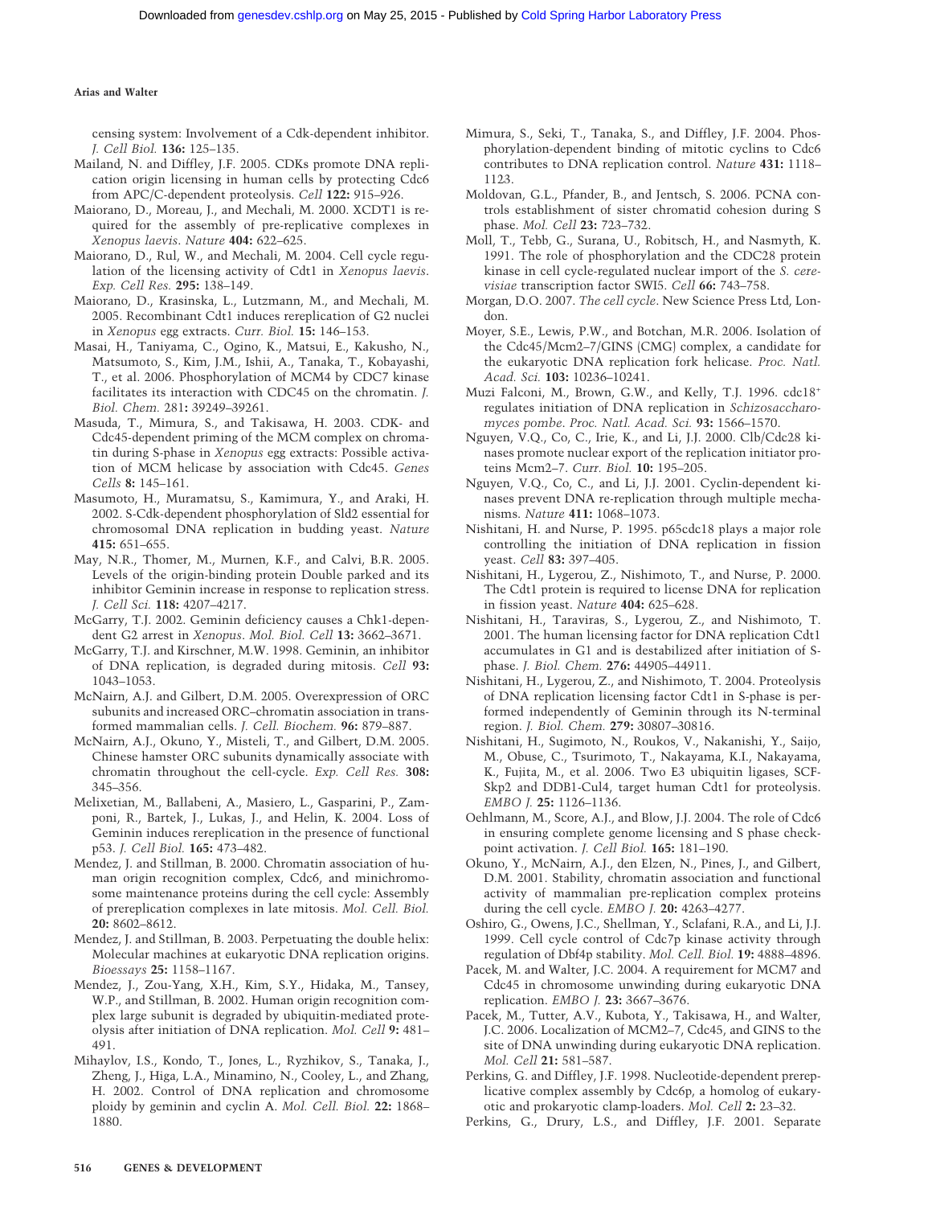censing system: Involvement of a Cdk-dependent inhibitor. *J. Cell Biol.* **136:** 125–135.

Mailand, N. and Diffley, J.F. 2005. CDKs promote DNA replication origin licensing in human cells by protecting Cdc6 from APC/C-dependent proteolysis. *Cell* **122:** 915–926.

Maiorano, D., Moreau, J., and Mechali, M. 2000. XCDT1 is required for the assembly of pre-replicative complexes in *Xenopus laevis*. *Nature* **404:** 622–625.

Maiorano, D., Rul, W., and Mechali, M. 2004. Cell cycle regulation of the licensing activity of Cdt1 in *Xenopus laevis*. *Exp. Cell Res.* **295:** 138–149.

Maiorano, D., Krasinska, L., Lutzmann, M., and Mechali, M. 2005. Recombinant Cdt1 induces rereplication of G2 nuclei in *Xenopus* egg extracts. *Curr. Biol.* **15:** 146–153.

Masai, H., Taniyama, C., Ogino, K., Matsui, E., Kakusho, N., Matsumoto, S., Kim, J.M., Ishii, A., Tanaka, T., Kobayashi, T., et al. 2006. Phosphorylation of MCM4 by CDC7 kinase facilitates its interaction with CDC45 on the chromatin. *J. Biol. Chem.* 281**:** 39249–39261.

Masuda, T., Mimura, S., and Takisawa, H. 2003. CDK- and Cdc45-dependent priming of the MCM complex on chromatin during S-phase in *Xenopus* egg extracts: Possible activation of MCM helicase by association with Cdc45. *Genes Cells* **8:** 145–161.

Masumoto, H., Muramatsu, S., Kamimura, Y., and Araki, H. 2002. S-Cdk-dependent phosphorylation of Sld2 essential for chromosomal DNA replication in budding yeast. *Nature* **415:** 651–655.

May, N.R., Thomer, M., Murnen, K.F., and Calvi, B.R. 2005. Levels of the origin-binding protein Double parked and its inhibitor Geminin increase in response to replication stress. *J. Cell Sci.* **118:** 4207–4217.

McGarry, T.J. 2002. Geminin deficiency causes a Chk1-dependent G2 arrest in *Xenopus*. *Mol. Biol. Cell* **13:** 3662–3671.

McGarry, T.J. and Kirschner, M.W. 1998. Geminin, an inhibitor of DNA replication, is degraded during mitosis. *Cell* **93:** 1043–1053.

McNairn, A.J. and Gilbert, D.M. 2005. Overexpression of ORC subunits and increased ORC–chromatin association in transformed mammalian cells. *J. Cell. Biochem.* **96:** 879–887.

McNairn, A.J., Okuno, Y., Misteli, T., and Gilbert, D.M. 2005. Chinese hamster ORC subunits dynamically associate with chromatin throughout the cell-cycle. *Exp. Cell Res.* **308:** 345–356.

Melixetian, M., Ballabeni, A., Masiero, L., Gasparini, P., Zamponi, R., Bartek, J., Lukas, J., and Helin, K. 2004. Loss of Geminin induces rereplication in the presence of functional p53. *J. Cell Biol.* **165:** 473–482.

Mendez, J. and Stillman, B. 2000. Chromatin association of human origin recognition complex, Cdc6, and minichromosome maintenance proteins during the cell cycle: Assembly of prereplication complexes in late mitosis. *Mol. Cell. Biol.* **20:** 8602–8612.

Mendez, J. and Stillman, B. 2003. Perpetuating the double helix: Molecular machines at eukaryotic DNA replication origins. *Bioessays* **25:** 1158–1167.

Mendez, J., Zou-Yang, X.H., Kim, S.Y., Hidaka, M., Tansey, W.P., and Stillman, B. 2002. Human origin recognition complex large subunit is degraded by ubiquitin-mediated proteolysis after initiation of DNA replication. *Mol. Cell* **9:** 481–491.

Mihaylov, I.S., Kondo, T., Jones, L., Ryzhikov, S., Tanaka, J., Zheng, J., Higa, L.A., Minamino, N., Cooley, L., and Zhang, H. 2002. Control of DNA replication and chromosome ploidy by geminin and cyclin A. *Mol. Cell. Biol.* **22:** 1868–1880.

Mimura, S., Seki, T., Tanaka, S., and Diffley, J.F. 2004. Phosphorylation-dependent binding of mitotic cyclins to Cdc6 contributes to DNA replication control. *Nature* **431:** 1118–1123.

Moldovan, G.L., Pfander, B., and Jentsch, S. 2006. PCNA controls establishment of sister chromatid cohesion during S phase. *Mol. Cell* **23:** 723–732.

Moll, T., Tebb, G., Surana, U., Robitsch, H., and Nasmyth, K. 1991. The role of phosphorylation and the CDC28 protein kinase in cell cycle-regulated nuclear import of the *S. cerevisiae* transcription factor SWI5. *Cell* **66:** 743–758.

Morgan, D.O. 2007. *The cell cycle*. New Science Press Ltd, London.

Moyer, S.E., Lewis, P.W., and Botchan, M.R. 2006. Isolation of the Cdc45/Mcm2–7/GINS (CMG) complex, a candidate for the eukaryotic DNA replication fork helicase. *Proc. Natl. Acad. Sci.* **103:** 10236–10241.

Muzi Falconi, M., Brown, G.W., and Kelly, T.J. 1996. cdc18+ regulates initiation of DNA replication in *Schizosaccharomyces pombe*. *Proc. Natl. Acad. Sci.* **93:** 1566–1570.

Nguyen, V.Q., Co, C., Irie, K., and Li, J.J. 2000. Clb/Cdc28 kinases promote nuclear export of the replication initiator proteins Mcm2–7. *Curr. Biol.* **10:** 195–205.

Nguyen, V.Q., Co, C., and Li, J.J. 2001. Cyclin-dependent kinases prevent DNA re-replication through multiple mechanisms. *Nature* **411:** 1068–1073.

Nishitani, H. and Nurse, P. 1995. p65cdc18 plays a major role controlling the initiation of DNA replication in fission yeast. *Cell* **83:** 397–405.

Nishitani, H., Lygerou, Z., Nishimoto, T., and Nurse, P. 2000. The Cdt1 protein is required to license DNA for replication in fission yeast. *Nature* **404:** 625–628.

Nishitani, H., Taraviras, S., Lygerou, Z., and Nishimoto, T. 2001. The human licensing factor for DNA replication Cdt1 accumulates in G1 and is destabilized after initiation of S-phase. *J. Biol. Chem.* **276:** 44905–44911.

Nishitani, H., Lygerou, Z., and Nishimoto, T. 2004. Proteolysis of DNA replication licensing factor Cdt1 in S-phase is performed independently of Geminin through its N-terminal region. *J. Biol. Chem.* **279:** 30807–30816.

Nishitani, H., Sugimoto, N., Roukos, V., Nakanishi, Y., Saijo, M., Obuse, C., Tsurimoto, T., Nakayama, K.I., Nakayama, K., Fujita, M., et al. 2006. Two E3 ubiquitin ligases, SCF-Skp2 and DDB1-Cul4, target human Cdt1 for proteolysis. *EMBO J.* **25:** 1126–1136.

Oehlmann, M., Score, A.J., and Blow, J.J. 2004. The role of Cdc6 in ensuring complete genome licensing and S phase checkpoint activation. *J. Cell Biol.* **165:** 181–190.

Okuno, Y., McNairn, A.J., den Elzen, N., Pines, J., and Gilbert, D.M. 2001. Stability, chromatin association and functional activity of mammalian pre-replication complex proteins during the cell cycle. *EMBO J.* **20:** 4263–4277.

Oshiro, G., Owens, J.C., Shellman, Y., Sclafani, R.A., and Li, J.J. 1999. Cell cycle control of Cdc7p kinase activity through regulation of Dbf4p stability. *Mol. Cell. Biol.* **19:** 4888–4896.

Pacek, M. and Walter, J.C. 2004. A requirement for MCM7 and Cdc45 in chromosome unwinding during eukaryotic DNA replication. *EMBO J.* **23:** 3667–3676.

Pacek, M., Tutter, A.V., Kubota, Y., Takisawa, H., and Walter, J.C. 2006. Localization of MCM2–7, Cdc45, and GINS to the site of DNA unwinding during eukaryotic DNA replication. *Mol. Cell* **21:** 581–587.

Perkins, G. and Diffley, J.F. 1998. Nucleotide-dependent prereplicative complex assembly by Cdc6p, a homolog of eukaryotic and prokaryotic clamp-loaders. *Mol. Cell* **2:** 23–32.

Perkins, G., Drury, L.S., and Diffley, J.F. 2001. Separate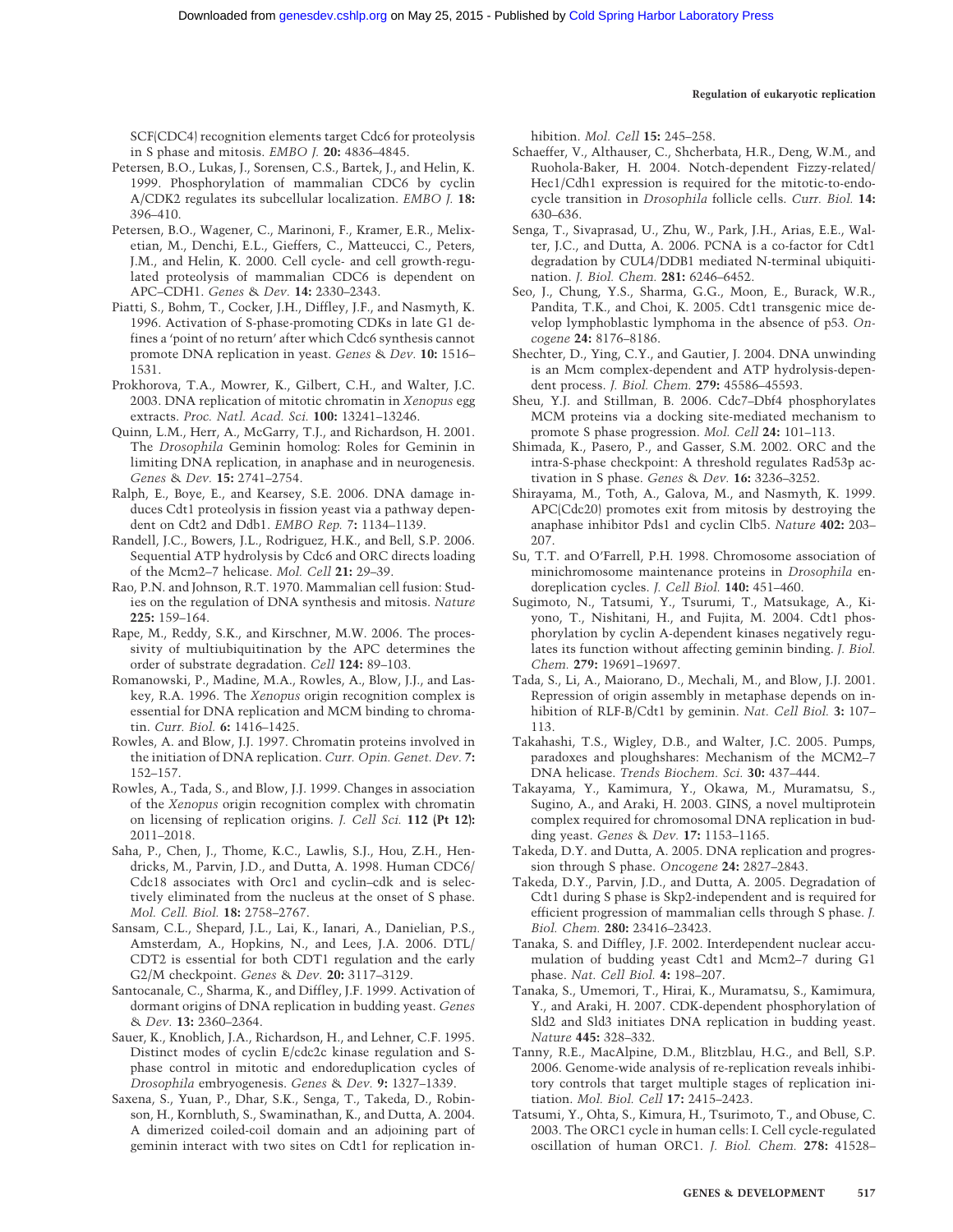SCF(CDC4) recognition elements target Cdc6 for proteolysis in S phase and mitosis. *EMBO J.* **20:** 4836–4845.

Petersen, B.O., Lukas, J., Sorensen, C.S., Bartek, J., and Helin, K. 1999. Phosphorylation of mammalian CDC6 by cyclin A/CDK2 regulates its subcellular localization. *EMBO J.* **18:** 396–410.

Petersen, B.O., Wagener, C., Marinoni, F., Kramer, E.R., Melixetian, M., Denchi, E.L., Gieffers, C., Matteucci, C., Peters, J.M., and Helin, K. 2000. Cell cycle- and cell growth-regulated proteolysis of mammalian CDC6 is dependent on APC–CDH1. *Genes & Dev.* **14:** 2330–2343.

Piatti, S., Bohm, T., Cocker, J.H., Diffley, J.F., and Nasmyth, K. 1996. Activation of S-phase-promoting CDKs in late G1 defines a 'point of no return' after which Cdc6 synthesis cannot promote DNA replication in yeast. *Genes & Dev.* **10:** 1516–1531.

Prokhorova, T.A., Mowrer, K., Gilbert, C.H., and Walter, J.C. 2003. DNA replication of mitotic chromatin in *Xenopus* egg extracts. *Proc. Natl. Acad. Sci.* **100:** 13241–13246.

Quinn, L.M., Herr, A., McGarry, T.J., and Richardson, H. 2001. The *Drosophila* Geminin homolog: Roles for Geminin in limiting DNA replication, in anaphase and in neurogenesis. *Genes & Dev.* **15:** 2741–2754.

Ralph, E., Boye, E., and Kearsey, S.E. 2006. DNA damage induces Cdt1 proteolysis in fission yeast via a pathway dependent on Cdt2 and Ddb1. *EMBO Rep.* **7:** 1134–1139.

Randell, J.C., Bowers, J.L., Rodriguez, H.K., and Bell, S.P. 2006. Sequential ATP hydrolysis by Cdc6 and ORC directs loading of the Mcm2–7 helicase. *Mol. Cell* **21:** 29–39.

Rao, P.N. and Johnson, R.T. 1970. Mammalian cell fusion: Studies on the regulation of DNA synthesis and mitosis. *Nature* **225:** 159–164.

Rape, M., Reddy, S.K., and Kirschner, M.W. 2006. The processivity of multiubiquitination by the APC determines the order of substrate degradation. *Cell* **124:** 89–103.

Romanowski, P., Madine, M.A., Rowles, A., Blow, J.J., and Laskey, R.A. 1996. The *Xenopus* origin recognition complex is essential for DNA replication and MCM binding to chromatin. *Curr. Biol.* **6:** 1416–1425.

Rowles, A. and Blow, J.J. 1997. Chromatin proteins involved in the initiation of DNA replication. *Curr. Opin. Genet. Dev.* **7:** 152–157.

Rowles, A., Tada, S., and Blow, J.J. 1999. Changes in association of the *Xenopus* origin recognition complex with chromatin on licensing of replication origins. *J. Cell Sci.* **112 (Pt 12):** 2011–2018.

Saha, P., Chen, J., Thome, K.C., Lawlis, S.J., Hou, Z.H., Hendricks, M., Parvin, J.D., and Dutta, A. 1998. Human CDC6/Cdc18 associates with Orc1 and cyclin–cdk and is selectively eliminated from the nucleus at the onset of S phase. *Mol. Cell. Biol.* **18:** 2758–2767.

Sansam, C.L., Shepard, J.L., Lai, K., Ianari, A., Danielian, P.S., Amsterdam, A., Hopkins, N., and Lees, J.A. 2006. DTL/CDT2 is essential for both CDT1 regulation and the early G2/M checkpoint. *Genes & Dev.* **20:** 3117–3129.

Santocanale, C., Sharma, K., and Diffley, J.F. 1999. Activation of dormant origins of DNA replication in budding yeast. *Genes & Dev.* **13:** 2360–2364.

Sauer, K., Knoblich, J.A., Richardson, H., and Lehner, C.F. 1995. Distinct modes of cyclin E/cdc2c kinase regulation and S-phase control in mitotic and endoreduplication cycles of *Drosophila* embryogenesis. *Genes & Dev.* **9:** 1327–1339.

Saxena, S., Yuan, P., Dhar, S.K., Senga, T., Takeda, D., Robinson, H., Kornbluth, S., Swaminathan, K., and Dutta, A. 2004. A dimerized coiled-coil domain and an adjoining part of geminin interact with two sites on Cdt1 for replication inhibition. *Mol. Cell* **15:** 245–258.

Schaeffer, V., Althauser, C., Shcherbata, H.R., Deng, W.M., and Ruohola-Baker, H. 2004. Notch-dependent Fizzy-related/Hec1/Cdh1 expression is required for the mitotic-to-endocycle transition in *Drosophila* follicle cells. *Curr. Biol.* **14:** 630–636.

Senga, T., Sivaprasad, U., Zhu, W., Park, J.H., Arias, E.E., Walter, J.C., and Dutta, A. 2006. PCNA is a co-factor for Cdt1 degradation by CUL4/DDB1 mediated N-terminal ubiquitination. *J. Biol. Chem.* **281:** 6246–6452.

Seo, J., Chung, Y.S., Sharma, G.G., Moon, E., Burack, W.R., Pandita, T.K., and Choi, K. 2005. Cdt1 transgenic mice develop lymphoblastic lymphoma in the absence of p53. *Oncogene* **24:** 8176–8186.

Shechter, D., Ying, C.Y., and Gautier, J. 2004. DNA unwinding is an Mcm complex-dependent and ATP hydrolysis-dependent process. *J. Biol. Chem.* **279:** 45586–45593.

Sheu, Y.J. and Stillman, B. 2006. Cdc7–Dbf4 phosphorylates MCM proteins via a docking site-mediated mechanism to promote S phase progression. *Mol. Cell* **24:** 101–113.

Shimada, K., Pasero, P., and Gasser, S.M. 2002. ORC and the intra-S-phase checkpoint: A threshold regulates Rad53p activation in S phase. *Genes & Dev.* **16:** 3236–3252.

Shirayama, M., Toth, A., Galova, M., and Nasmyth, K. 1999. APC(Cdc20) promotes exit from mitosis by destroying the anaphase inhibitor Pds1 and cyclin Clb5. *Nature* **402:** 203–207.

Su, T.T. and O'Farrell, P.H. 1998. Chromosome association of minichromosome maintenance proteins in *Drosophila* endoreplication cycles. *J. Cell Biol.* **140:** 451–460.

Sugimoto, N., Tatsumi, Y., Tsurumi, T., Matsukage, A., Kiyono, T., Nishitani, H., and Fujita, M. 2004. Cdt1 phosphorylation by cyclin A-dependent kinases negatively regulates its function without affecting geminin binding. *J. Biol. Chem.* **279:** 19691–19697.

Tada, S., Li, A., Maiorano, D., Mechali, M., and Blow, J.J. 2001. Repression of origin assembly in metaphase depends on inhibition of RLF-B/Cdt1 by geminin. *Nat. Cell Biol.* **3:** 107–113.

Takahashi, T.S., Wigley, D.B., and Walter, J.C. 2005. Pumps, paradoxes and ploughshares: Mechanism of the MCM2–7 DNA helicase. *Trends Biochem. Sci.* **30:** 437–444.

Takayama, Y., Kamimura, Y., Okawa, M., Muramatsu, S., Sugino, A., and Araki, H. 2003. GINS, a novel multiprotein complex required for chromosomal DNA replication in budding yeast. *Genes & Dev.* **17:** 1153–1165.

Takeda, D.Y. and Dutta, A. 2005. DNA replication and progression through S phase. *Oncogene* **24:** 2827–2843.

Takeda, D.Y., Parvin, J.D., and Dutta, A. 2005. Degradation of Cdt1 during S phase is Skp2-independent and is required for efficient progression of mammalian cells through S phase. *J. Biol. Chem.* **280:** 23416–23423.

Tanaka, S. and Diffley, J.F. 2002. Interdependent nuclear accumulation of budding yeast Cdt1 and Mcm2–7 during G1 phase. *Nat. Cell Biol.* **4:** 198–207.

Tanaka, S., Umemori, T., Hirai, K., Muramatsu, S., Kamimura, Y., and Araki, H. 2007. CDK-dependent phosphorylation of Sld2 and Sld3 initiates DNA replication in budding yeast. *Nature* **445:** 328–332.

Tanny, R.E., MacAlpine, D.M., Blitzblau, H.G., and Bell, S.P. 2006. Genome-wide analysis of re-replication reveals inhibitory controls that target multiple stages of replication initiation. *Mol. Biol. Cell* **17:** 2415–2423.

Tatsumi, Y., Ohta, S., Kimura, H., Tsurimoto, T., and Obuse, C. 2003. The ORC1 cycle in human cells: I. Cell cycle-regulated oscillation of human ORC1. *J. Biol. Chem.* **278:** 41528–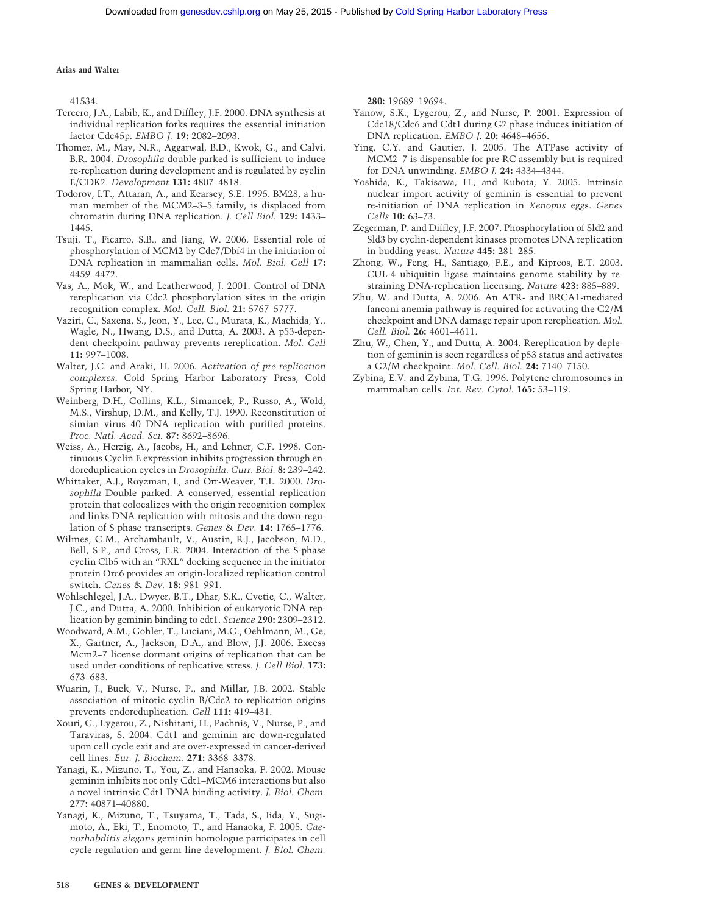41534.

Tercero, J.A., Labib, K., and Diffley, J.F. 2000. DNA synthesis at individual replication forks requires the essential initiation factor Cdc45p. *EMBO J.* **19:** 2082–2093.

Thomer, M., May, N.R., Aggarwal, B.D., Kwok, G., and Calvi, B.R. 2004. *Drosophila* double-parked is sufficient to induce re-replication during development and is regulated by cyclin E/CDK2. *Development* **131:** 4807–4818.

Todorov, I.T., Attaran, A., and Kearsey, S.E. 1995. BM28, a human member of the MCM2–3–5 family, is displaced from chromatin during DNA replication. *J. Cell Biol.* **129:** 1433–1445.

Tsuji, T., Ficarro, S.B., and Jiang, W. 2006. Essential role of phosphorylation of MCM2 by Cdc7/Dbf4 in the initiation of DNA replication in mammalian cells. *Mol. Biol. Cell* **17:** 4459–4472.

Vas, A., Mok, W., and Leatherwood, J. 2001. Control of DNA rereplication via Cdc2 phosphorylation sites in the origin recognition complex. *Mol. Cell. Biol.* **21:** 5767–5777.

Vaziri, C., Saxena, S., Jeon, Y., Lee, C., Murata, K., Machida, Y., Wagle, N., Hwang, D.S., and Dutta, A. 2003. A p53-dependent checkpoint pathway prevents rereplication. *Mol. Cell* **11:** 997–1008.

Walter, J.C. and Araki, H. 2006. *Activation of pre-replication complexes.* Cold Spring Harbor Laboratory Press, Cold Spring Harbor, NY.

Weinberg, D.H., Collins, K.L., Simancek, P., Russo, A., Wold, M.S., Virshup, D.M., and Kelly, T.J. 1990. Reconstitution of simian virus 40 DNA replication with purified proteins. *Proc. Natl. Acad. Sci.* **87:** 8692–8696.

Weiss, A., Herzig, A., Jacobs, H., and Lehner, C.F. 1998. Continuous Cyclin E expression inhibits progression through endoreduplication cycles in *Drosophila*. *Curr. Biol.* **8:** 239–242.

Whittaker, A.J., Royzman, I., and Orr-Weaver, T.L. 2000. *Drosophila* Double parked: A conserved, essential replication protein that colocalizes with the origin recognition complex and links DNA replication with mitosis and the down-regulation of S phase transcripts. *Genes & Dev.* **14:** 1765–1776.

Wilmes, G.M., Archambault, V., Austin, R.J., Jacobson, M.D., Bell, S.P., and Cross, F.R. 2004. Interaction of the S-phase cyclin Clb5 with an "RXL" docking sequence in the initiator protein Orc6 provides an origin-localized replication control switch. *Genes & Dev.* **18:** 981–991.

Wohlschlegel, J.A., Dwyer, B.T., Dhar, S.K., Cvetic, C., Walter, J.C., and Dutta, A. 2000. Inhibition of eukaryotic DNA replication by geminin binding to cdt1. *Science* **290:** 2309–2312.

Woodward, A.M., Gohler, T., Luciani, M.G., Oehlmann, M., Ge, X., Gartner, A., Jackson, D.A., and Blow, J.J. 2006. Excess Mcm2–7 license dormant origins of replication that can be used under conditions of replicative stress. *J. Cell Biol.* **173:** 673–683.

Wuarin, J., Buck, V., Nurse, P., and Millar, J.B. 2002. Stable association of mitotic cyclin B/Cdc2 to replication origins prevents endoreduplication. *Cell* **111:** 419–431.

Xouri, G., Lygerou, Z., Nishitani, H., Pachnis, V., Nurse, P., and Taraviras, S. 2004. Cdt1 and geminin are down-regulated upon cell cycle exit and are over-expressed in cancer-derived cell lines. *Eur. J. Biochem.* **271:** 3368–3378.

Yanagi, K., Mizuno, T., You, Z., and Hanaoka, F. 2002. Mouse geminin inhibits not only Cdt1–MCM6 interactions but also a novel intrinsic Cdt1 DNA binding activity. *J. Biol. Chem.* **277:** 40871–40880.

Yanagi, K., Mizuno, T., Tsuyama, T., Tada, S., Iida, Y., Sugimoto, A., Eki, T., Enomoto, T., and Hanaoka, F. 2005. *Caenorhabditis elegans* geminin homologue participates in cell cycle regulation and germ line development. *J. Biol. Chem.* **280:** 19689–19694.

Yanow, S.K., Lygerou, Z., and Nurse, P. 2001. Expression of Cdc18/Cdc6 and Cdt1 during G2 phase induces initiation of DNA replication. *EMBO J.* **20:** 4648–4656.

Ying, C.Y. and Gautier, J. 2005. The ATPase activity of MCM2–7 is dispensable for pre-RC assembly but is required for DNA unwinding. *EMBO J.* **24:** 4334–4344.

Yoshida, K., Takisawa, H., and Kubota, Y. 2005. Intrinsic nuclear import activity of geminin is essential to prevent re-initiation of DNA replication in *Xenopus* eggs. *Genes Cells* **10:** 63–73.

Zegerman, P. and Diffley, J.F. 2007. Phosphorylation of Sld2 and Sld3 by cyclin-dependent kinases promotes DNA replication in budding yeast. *Nature* **445:** 281–285.

Zhong, W., Feng, H., Santiago, F.E., and Kipreos, E.T. 2003. CUL-4 ubiquitin ligase maintains genome stability by restraining DNA-replication licensing. *Nature* **423:** 885–889.

Zhu, W. and Dutta, A. 2006. An ATR- and BRCA1-mediated fanconi anemia pathway is required for activating the G2/M checkpoint and DNA damage repair upon rereplication. *Mol. Cell. Biol.* **26:** 4601–4611.

Zhu, W., Chen, Y., and Dutta, A. 2004. Rereplication by depletion of geminin is seen regardless of p53 status and activates a G2/M checkpoint. *Mol. Cell. Biol.* **24:** 7140–7150.

Zybina, E.V. and Zybina, T.G. 1996. Polytene chromosomes in mammalian cells. *Int. Rev. Cytol.* **165:** 53–119.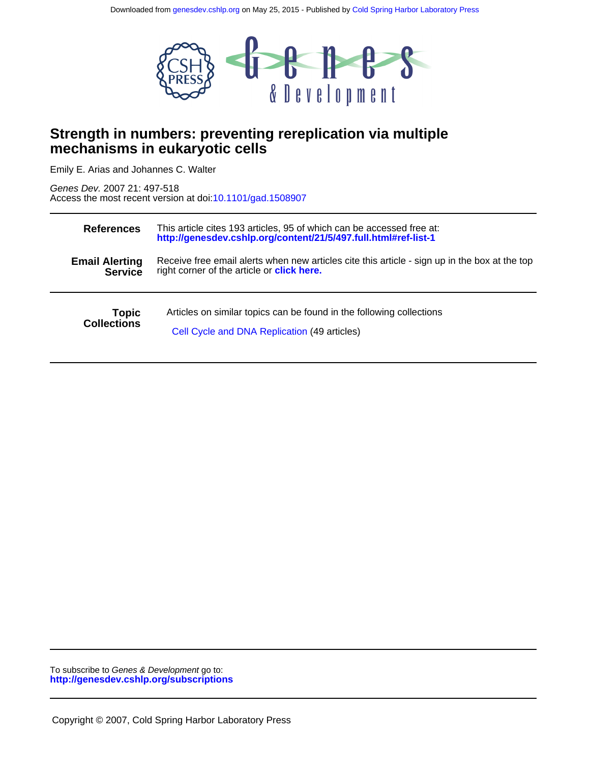Downloaded from genesdev.cshlp.org on May 25, 2015 - Published by Cold Spring Harbor Laboratory Press

# Strength in numbers: preventing rereplication via multiple mechanisms in eukaryotic cells

Emily E. Arias and Johannes C. Walter

*Genes Dev.* 2007 21: 497-518
Access the most recent version at doi:10.1101/gad.1508907

---

| | |
|---|---|
| **References** | This article cites 193 articles, 95 of which can be accessed free at: **http://genesdev.cshlp.org/content/21/5/497.full.html#ref-list-1** |
| **Email Alerting Service** | Receive free email alerts when new articles cite this article - sign up in the box at the top right corner of the article or **click here.** |

---

| | |
|---|---|
| **Topic Collections** | Articles on similar topics can be found in the following collections<br><br>Cell Cycle and DNA Replication (49 articles) |

---

To subscribe to *Genes & Development* go to:
**http://genesdev.cshlp.org/subscriptions**

---

Copyright © 2007, Cold Spring Harbor Laboratory Press